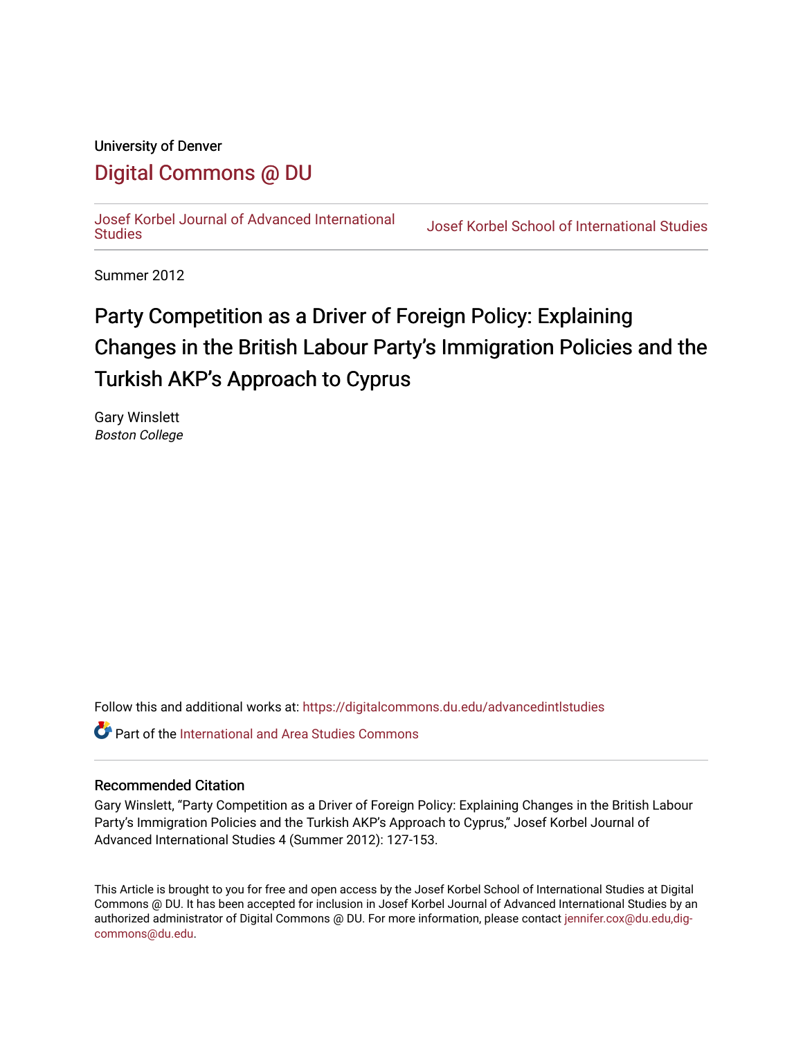University of Denver

# Digital Commons @ DU

Josef Korbel Journal of Advanced International Studies | Josef Korbel School of International Studies

Summer 2012

# Party Competition as a Driver of Foreign Policy: Explaining Changes in the British Labour Party's Immigration Policies and the Turkish AKP's Approach to Cyprus

Gary Winslett
*Boston College*

Follow this and additional works at: https://digitalcommons.du.edu/advancedintlstudies

Part of the International and Area Studies Commons

## Recommended Citation

Gary Winslett, "Party Competition as a Driver of Foreign Policy: Explaining Changes in the British Labour Party's Immigration Policies and the Turkish AKP's Approach to Cyprus," Josef Korbel Journal of Advanced International Studies 4 (Summer 2012): 127-153.

This Article is brought to you for free and open access by the Josef Korbel School of International Studies at Digital Commons @ DU. It has been accepted for inclusion in Josef Korbel Journal of Advanced International Studies by an authorized administrator of Digital Commons @ DU. For more information, please contact jennifer.cox@du.edu,dig-commons@du.edu.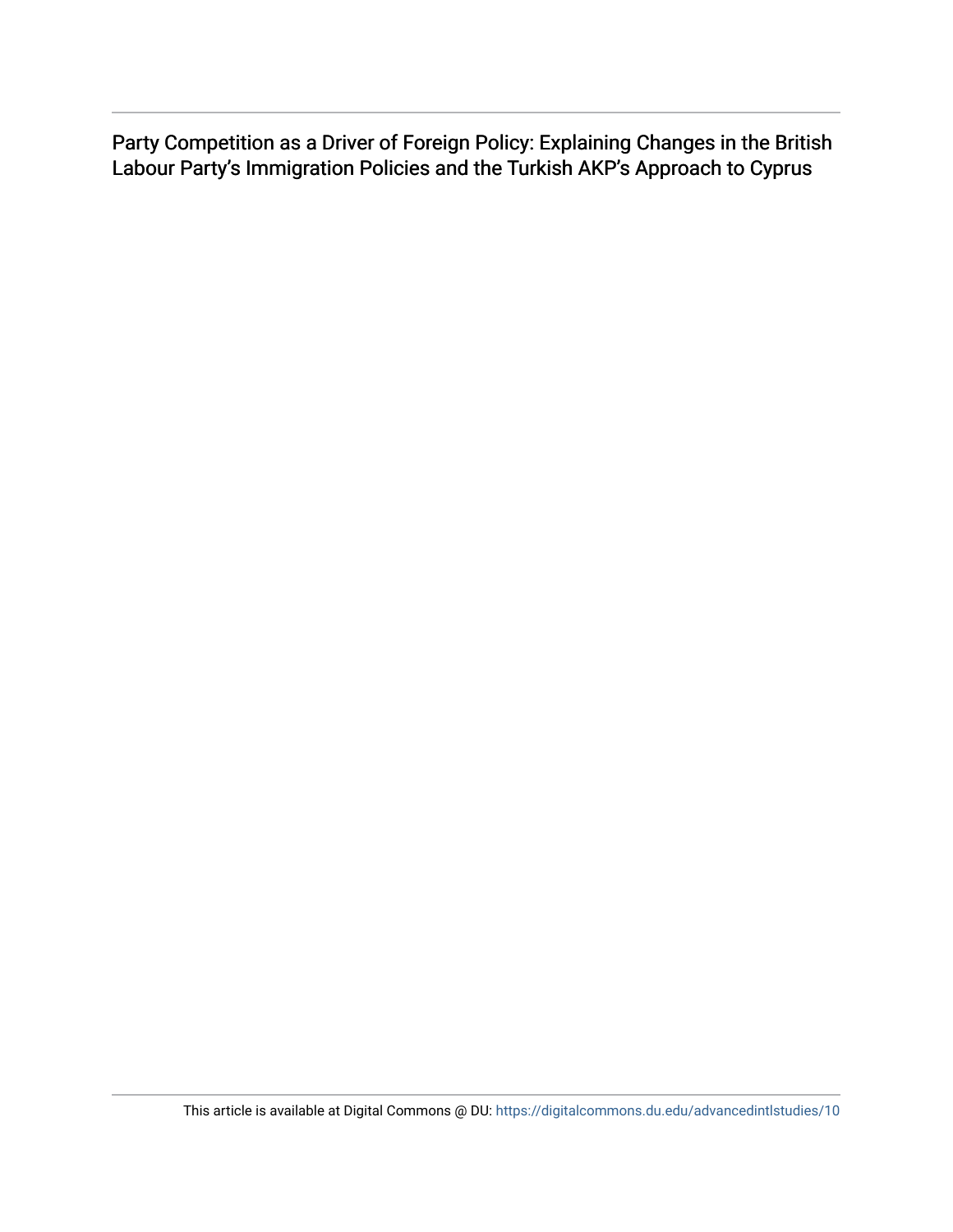Party Competition as a Driver of Foreign Policy: Explaining Changes in the British Labour Party's Immigration Policies and the Turkish AKP's Approach to Cyprus

This article is available at Digital Commons @ DU: https://digitalcommons.du.edu/advancedintlstudies/10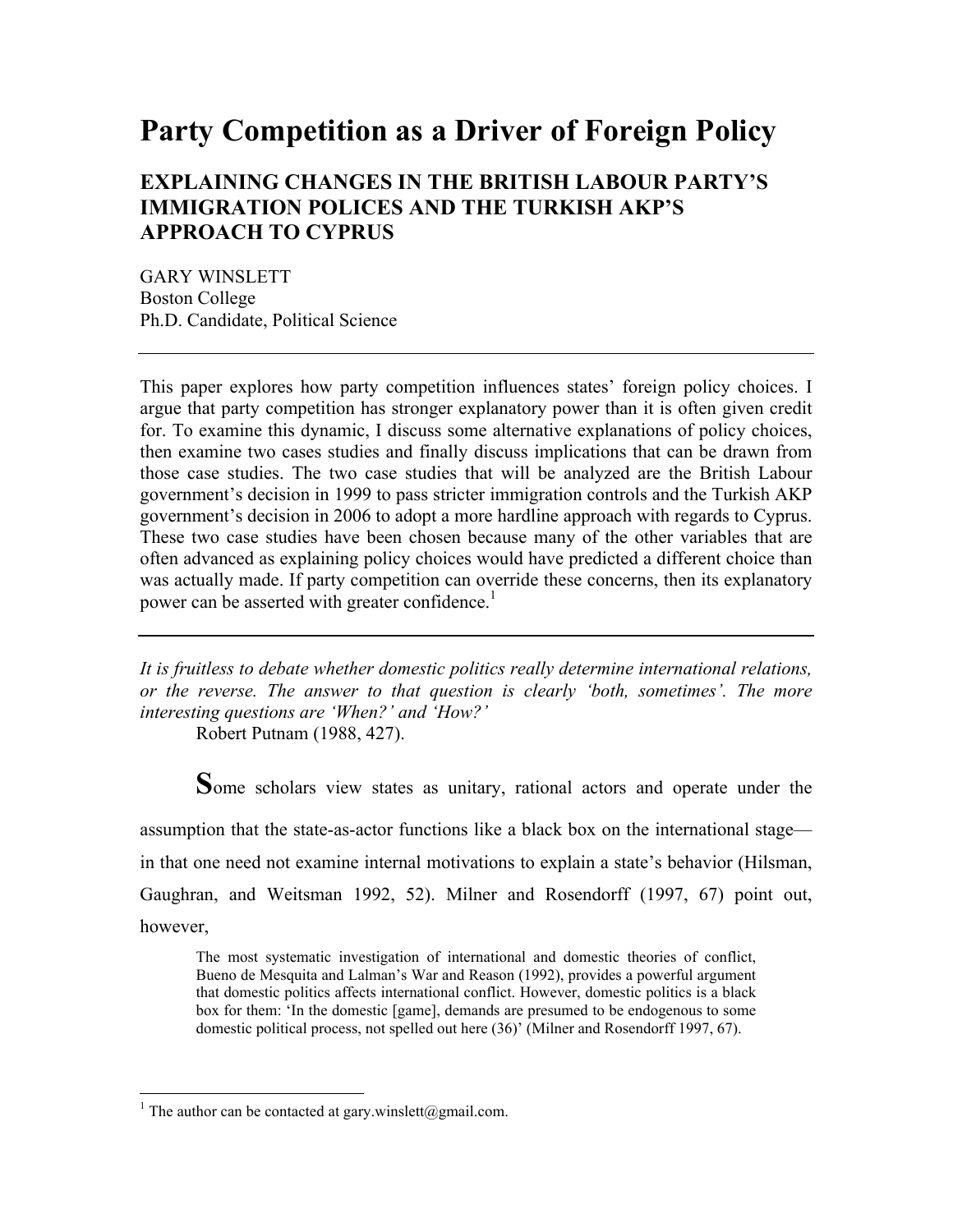# Party Competition as a Driver of Foreign Policy

## EXPLAINING CHANGES IN THE BRITISH LABOUR PARTY'S IMMIGRATION POLICES AND THE TURKISH AKP'S APPROACH TO CYPRUS

GARY WINSLETT
Boston College
Ph.D. Candidate, Political Science

---

This paper explores how party competition influences states' foreign policy choices. I argue that party competition has stronger explanatory power than it is often given credit for. To examine this dynamic, I discuss some alternative explanations of policy choices, then examine two cases studies and finally discuss implications that can be drawn from those case studies. The two case studies that will be analyzed are the British Labour government's decision in 1999 to pass stricter immigration controls and the Turkish AKP government's decision in 2006 to adopt a more hardline approach with regards to Cyprus. These two case studies have been chosen because many of the other variables that are often advanced as explaining policy choices would have predicted a different choice than was actually made. If party competition can override these concerns, then its explanatory power can be asserted with greater confidence.[1]

---

*It is fruitless to debate whether domestic politics really determine international relations, or the reverse. The answer to that question is clearly 'both, sometimes'. The more interesting questions are 'When?' and 'How?'*

Robert Putnam (1988, 427).

**S**ome scholars view states as unitary, rational actors and operate under the assumption that the state-as-actor functions like a black box on the international stage—in that one need not examine internal motivations to explain a state's behavior (Hilsman, Gaughran, and Weitsman 1992, 52). Milner and Rosendorff (1997, 67) point out, however,

> The most systematic investigation of international and domestic theories of conflict, Bueno de Mesquita and Lalman's War and Reason (1992), provides a powerful argument that domestic politics affects international conflict. However, domestic politics is a black box for them: 'In the domestic [game], demands are presumed to be endogenous to some domestic political process, not spelled out here (36)' (Milner and Rosendorff 1997, 67).

---

[1] The author can be contacted at gary.winslett@gmail.com.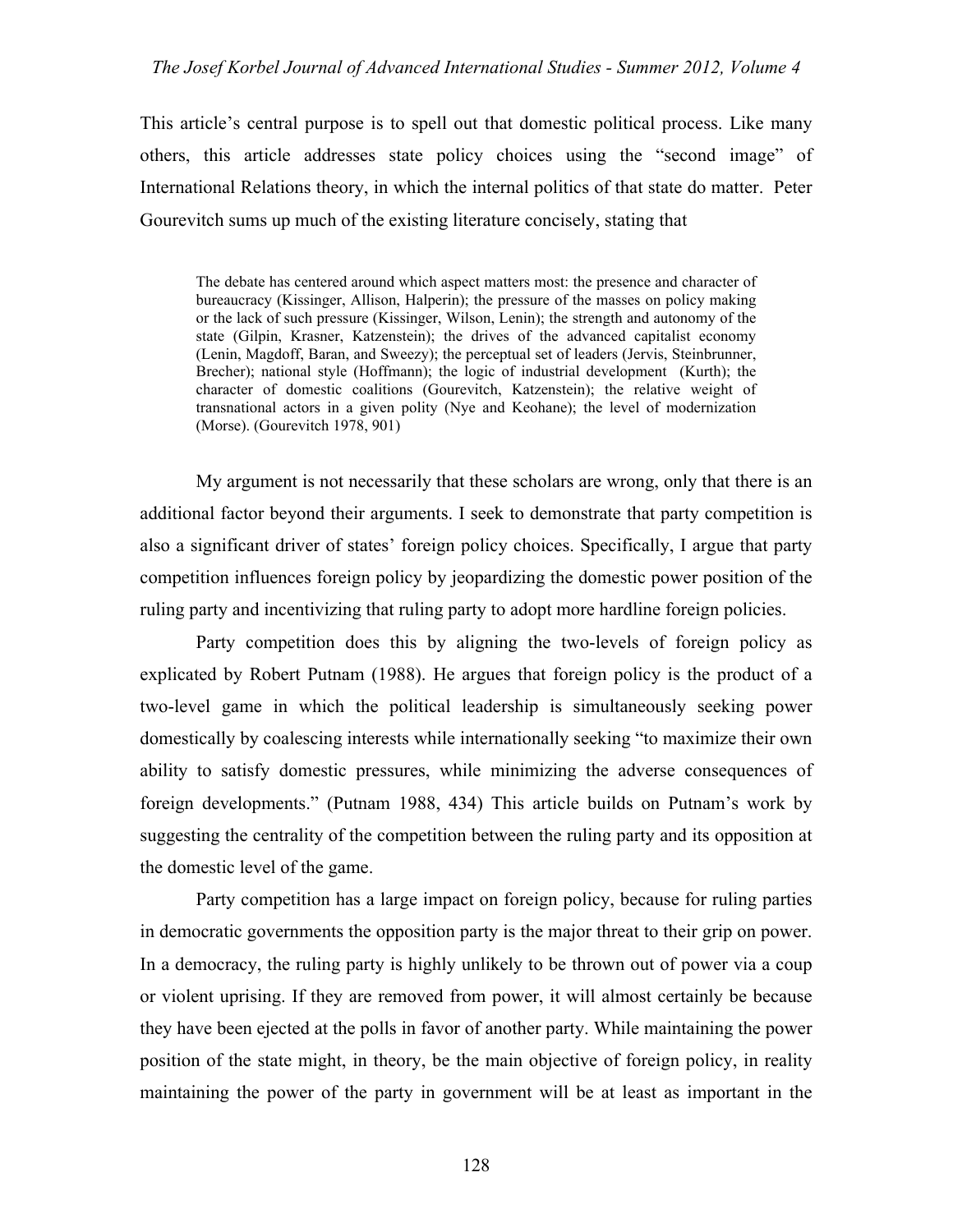This article's central purpose is to spell out that domestic political process. Like many others, this article addresses state policy choices using the "second image" of International Relations theory, in which the internal politics of that state do matter. Peter Gourevitch sums up much of the existing literature concisely, stating that

> The debate has centered around which aspect matters most: the presence and character of bureaucracy (Kissinger, Allison, Halperin); the pressure of the masses on policy making or the lack of such pressure (Kissinger, Wilson, Lenin); the strength and autonomy of the state (Gilpin, Krasner, Katzenstein); the drives of the advanced capitalist economy (Lenin, Magdoff, Baran, and Sweezy); the perceptual set of leaders (Jervis, Steinbrunner, Brecher); national style (Hoffmann); the logic of industrial development (Kurth); the character of domestic coalitions (Gourevitch, Katzenstein); the relative weight of transnational actors in a given polity (Nye and Keohane); the level of modernization (Morse). (Gourevitch 1978, 901)

My argument is not necessarily that these scholars are wrong, only that there is an additional factor beyond their arguments. I seek to demonstrate that party competition is also a significant driver of states' foreign policy choices. Specifically, I argue that party competition influences foreign policy by jeopardizing the domestic power position of the ruling party and incentivizing that ruling party to adopt more hardline foreign policies.

Party competition does this by aligning the two-levels of foreign policy as explicated by Robert Putnam (1988). He argues that foreign policy is the product of a two-level game in which the political leadership is simultaneously seeking power domestically by coalescing interests while internationally seeking "to maximize their own ability to satisfy domestic pressures, while minimizing the adverse consequences of foreign developments." (Putnam 1988, 434) This article builds on Putnam's work by suggesting the centrality of the competition between the ruling party and its opposition at the domestic level of the game.

Party competition has a large impact on foreign policy, because for ruling parties in democratic governments the opposition party is the major threat to their grip on power. In a democracy, the ruling party is highly unlikely to be thrown out of power via a coup or violent uprising. If they are removed from power, it will almost certainly be because they have been ejected at the polls in favor of another party. While maintaining the power position of the state might, in theory, be the main objective of foreign policy, in reality maintaining the power of the party in government will be at least as important in the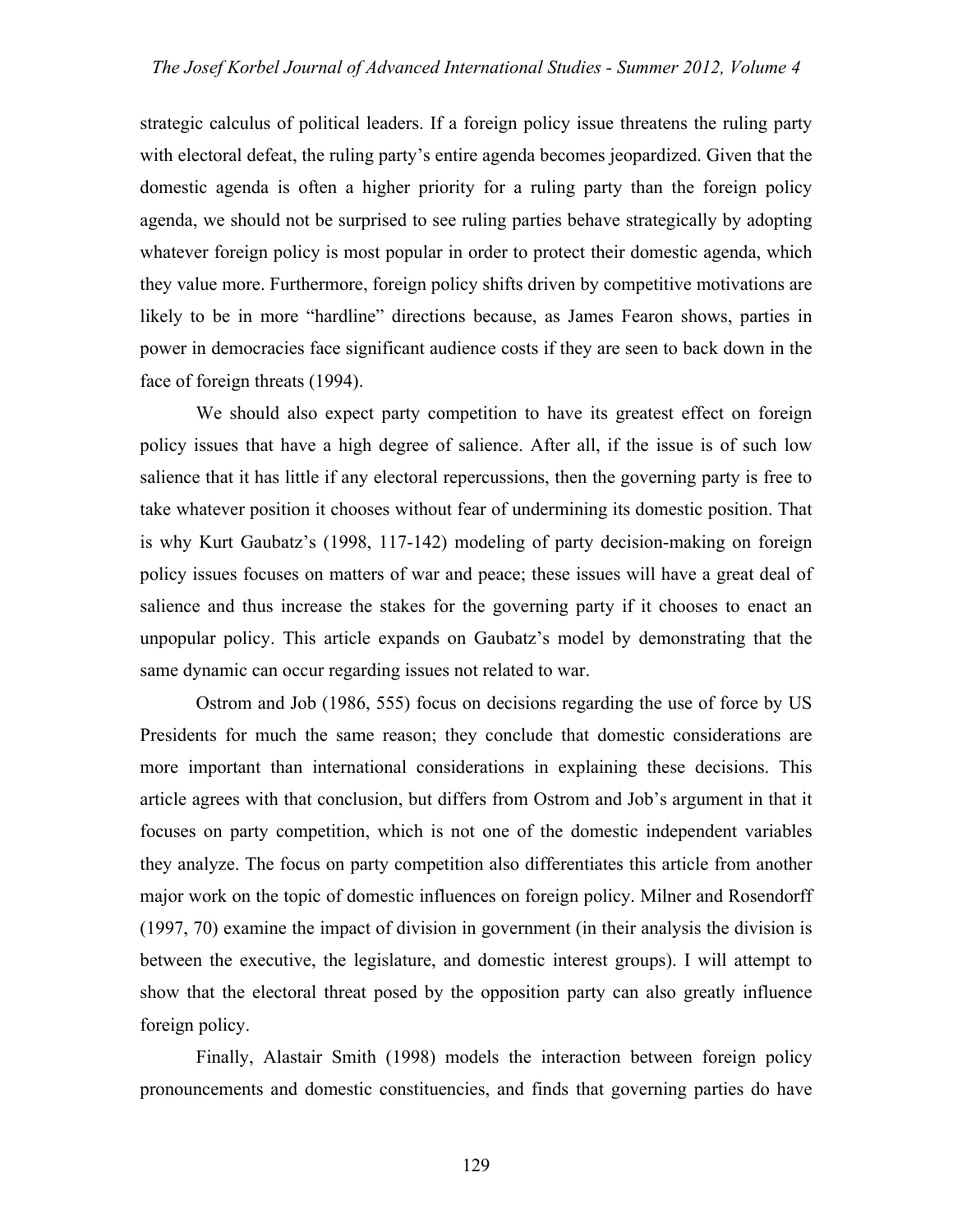strategic calculus of political leaders. If a foreign policy issue threatens the ruling party with electoral defeat, the ruling party's entire agenda becomes jeopardized. Given that the domestic agenda is often a higher priority for a ruling party than the foreign policy agenda, we should not be surprised to see ruling parties behave strategically by adopting whatever foreign policy is most popular in order to protect their domestic agenda, which they value more. Furthermore, foreign policy shifts driven by competitive motivations are likely to be in more "hardline" directions because, as James Fearon shows, parties in power in democracies face significant audience costs if they are seen to back down in the face of foreign threats (1994).

We should also expect party competition to have its greatest effect on foreign policy issues that have a high degree of salience. After all, if the issue is of such low salience that it has little if any electoral repercussions, then the governing party is free to take whatever position it chooses without fear of undermining its domestic position. That is why Kurt Gaubatz's (1998, 117-142) modeling of party decision-making on foreign policy issues focuses on matters of war and peace; these issues will have a great deal of salience and thus increase the stakes for the governing party if it chooses to enact an unpopular policy. This article expands on Gaubatz's model by demonstrating that the same dynamic can occur regarding issues not related to war.

Ostrom and Job (1986, 555) focus on decisions regarding the use of force by US Presidents for much the same reason; they conclude that domestic considerations are more important than international considerations in explaining these decisions. This article agrees with that conclusion, but differs from Ostrom and Job's argument in that it focuses on party competition, which is not one of the domestic independent variables they analyze. The focus on party competition also differentiates this article from another major work on the topic of domestic influences on foreign policy. Milner and Rosendorff (1997, 70) examine the impact of division in government (in their analysis the division is between the executive, the legislature, and domestic interest groups). I will attempt to show that the electoral threat posed by the opposition party can also greatly influence foreign policy.

Finally, Alastair Smith (1998) models the interaction between foreign policy pronouncements and domestic constituencies, and finds that governing parties do have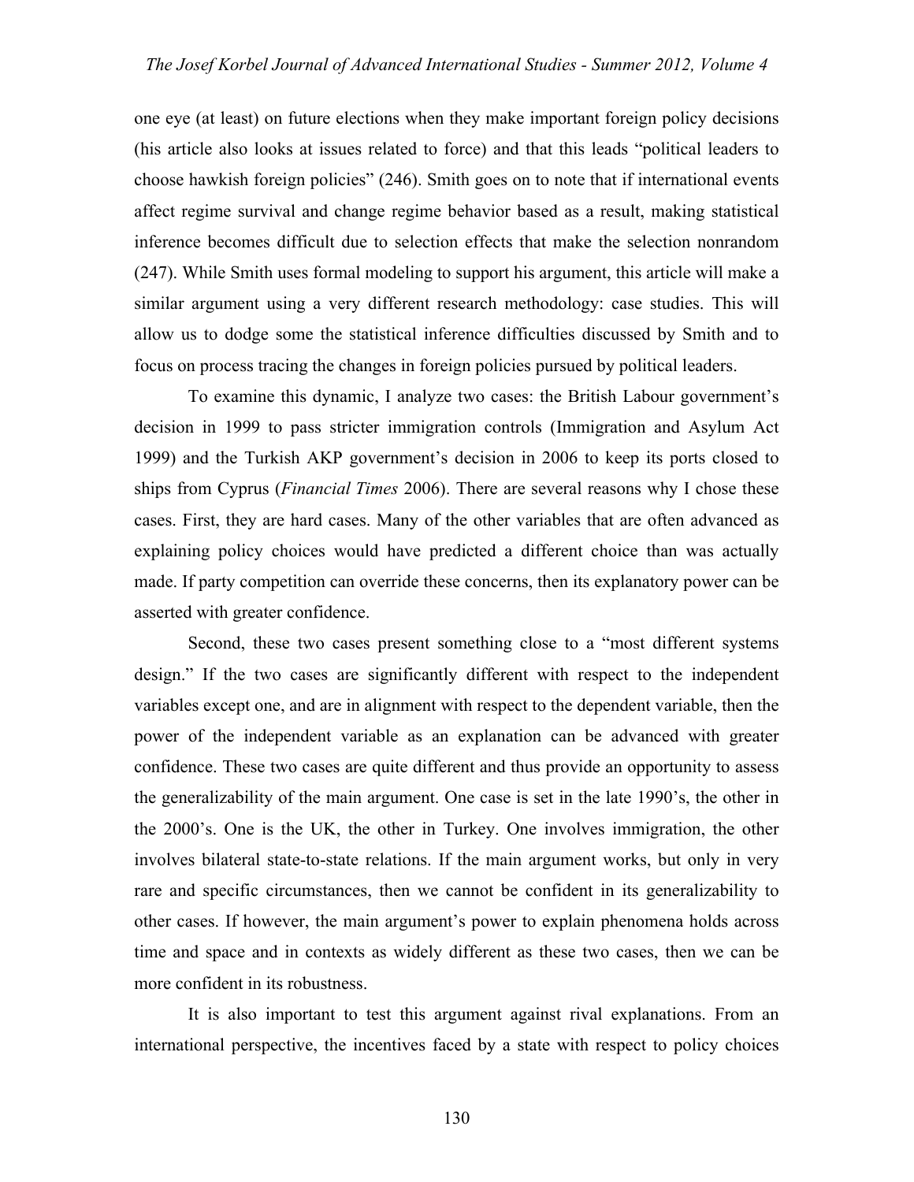one eye (at least) on future elections when they make important foreign policy decisions (his article also looks at issues related to force) and that this leads "political leaders to choose hawkish foreign policies" (246). Smith goes on to note that if international events affect regime survival and change regime behavior based as a result, making statistical inference becomes difficult due to selection effects that make the selection nonrandom (247). While Smith uses formal modeling to support his argument, this article will make a similar argument using a very different research methodology: case studies. This will allow us to dodge some the statistical inference difficulties discussed by Smith and to focus on process tracing the changes in foreign policies pursued by political leaders.

To examine this dynamic, I analyze two cases: the British Labour government's decision in 1999 to pass stricter immigration controls (Immigration and Asylum Act 1999) and the Turkish AKP government's decision in 2006 to keep its ports closed to ships from Cyprus (*Financial Times* 2006). There are several reasons why I chose these cases. First, they are hard cases. Many of the other variables that are often advanced as explaining policy choices would have predicted a different choice than was actually made. If party competition can override these concerns, then its explanatory power can be asserted with greater confidence.

Second, these two cases present something close to a "most different systems design." If the two cases are significantly different with respect to the independent variables except one, and are in alignment with respect to the dependent variable, then the power of the independent variable as an explanation can be advanced with greater confidence. These two cases are quite different and thus provide an opportunity to assess the generalizability of the main argument. One case is set in the late 1990's, the other in the 2000's. One is the UK, the other in Turkey. One involves immigration, the other involves bilateral state-to-state relations. If the main argument works, but only in very rare and specific circumstances, then we cannot be confident in its generalizability to other cases. If however, the main argument's power to explain phenomena holds across time and space and in contexts as widely different as these two cases, then we can be more confident in its robustness.

It is also important to test this argument against rival explanations. From an international perspective, the incentives faced by a state with respect to policy choices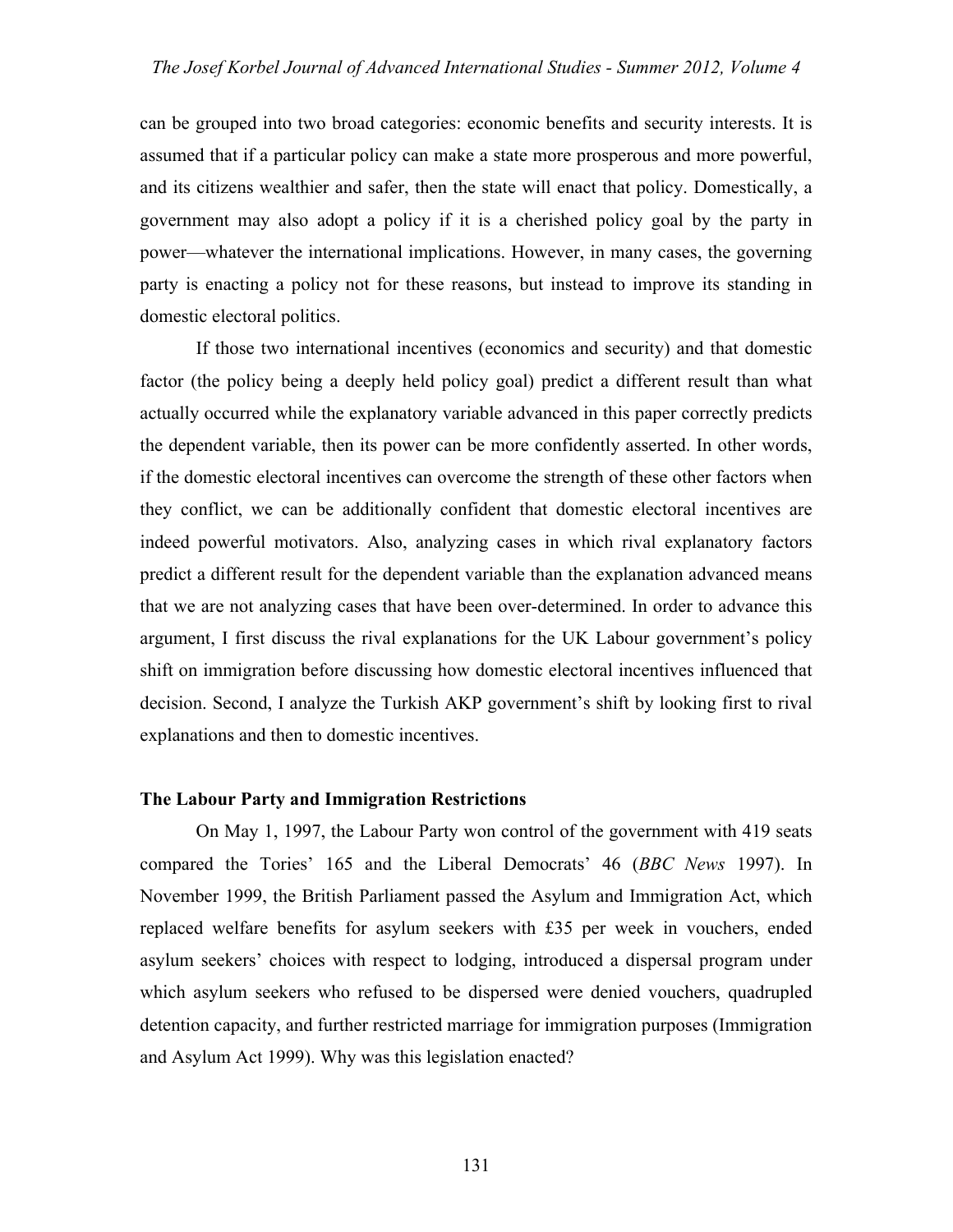can be grouped into two broad categories: economic benefits and security interests. It is assumed that if a particular policy can make a state more prosperous and more powerful, and its citizens wealthier and safer, then the state will enact that policy. Domestically, a government may also adopt a policy if it is a cherished policy goal by the party in power—whatever the international implications. However, in many cases, the governing party is enacting a policy not for these reasons, but instead to improve its standing in domestic electoral politics.

If those two international incentives (economics and security) and that domestic factor (the policy being a deeply held policy goal) predict a different result than what actually occurred while the explanatory variable advanced in this paper correctly predicts the dependent variable, then its power can be more confidently asserted. In other words, if the domestic electoral incentives can overcome the strength of these other factors when they conflict, we can be additionally confident that domestic electoral incentives are indeed powerful motivators. Also, analyzing cases in which rival explanatory factors predict a different result for the dependent variable than the explanation advanced means that we are not analyzing cases that have been over-determined. In order to advance this argument, I first discuss the rival explanations for the UK Labour government's policy shift on immigration before discussing how domestic electoral incentives influenced that decision. Second, I analyze the Turkish AKP government's shift by looking first to rival explanations and then to domestic incentives.

### The Labour Party and Immigration Restrictions

On May 1, 1997, the Labour Party won control of the government with 419 seats compared the Tories' 165 and the Liberal Democrats' 46 (*BBC News* 1997). In November 1999, the British Parliament passed the Asylum and Immigration Act, which replaced welfare benefits for asylum seekers with £35 per week in vouchers, ended asylum seekers' choices with respect to lodging, introduced a dispersal program under which asylum seekers who refused to be dispersed were denied vouchers, quadrupled detention capacity, and further restricted marriage for immigration purposes (Immigration and Asylum Act 1999). Why was this legislation enacted?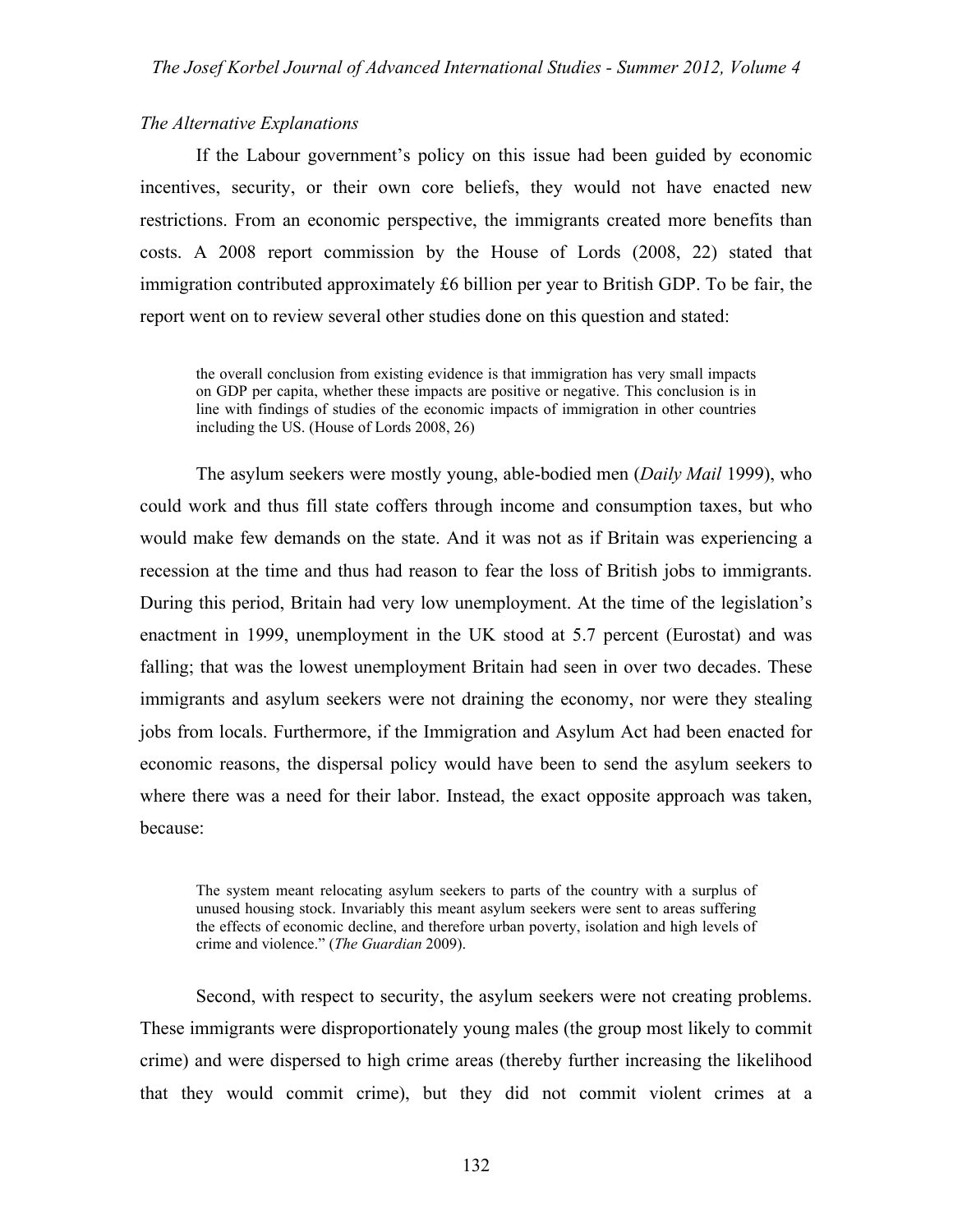*The Alternative Explanations*

If the Labour government's policy on this issue had been guided by economic incentives, security, or their own core beliefs, they would not have enacted new restrictions. From an economic perspective, the immigrants created more benefits than costs. A 2008 report commission by the House of Lords (2008, 22) stated that immigration contributed approximately £6 billion per year to British GDP. To be fair, the report went on to review several other studies done on this question and stated:

> the overall conclusion from existing evidence is that immigration has very small impacts on GDP per capita, whether these impacts are positive or negative. This conclusion is in line with findings of studies of the economic impacts of immigration in other countries including the US. (House of Lords 2008, 26)

The asylum seekers were mostly young, able-bodied men (*Daily Mail* 1999), who could work and thus fill state coffers through income and consumption taxes, but who would make few demands on the state. And it was not as if Britain was experiencing a recession at the time and thus had reason to fear the loss of British jobs to immigrants. During this period, Britain had very low unemployment. At the time of the legislation's enactment in 1999, unemployment in the UK stood at 5.7 percent (Eurostat) and was falling; that was the lowest unemployment Britain had seen in over two decades. These immigrants and asylum seekers were not draining the economy, nor were they stealing jobs from locals. Furthermore, if the Immigration and Asylum Act had been enacted for economic reasons, the dispersal policy would have been to send the asylum seekers to where there was a need for their labor. Instead, the exact opposite approach was taken, because:

> The system meant relocating asylum seekers to parts of the country with a surplus of unused housing stock. Invariably this meant asylum seekers were sent to areas suffering the effects of economic decline, and therefore urban poverty, isolation and high levels of crime and violence." (*The Guardian* 2009).

Second, with respect to security, the asylum seekers were not creating problems. These immigrants were disproportionately young males (the group most likely to commit crime) and were dispersed to high crime areas (thereby further increasing the likelihood that they would commit crime), but they did not commit violent crimes at a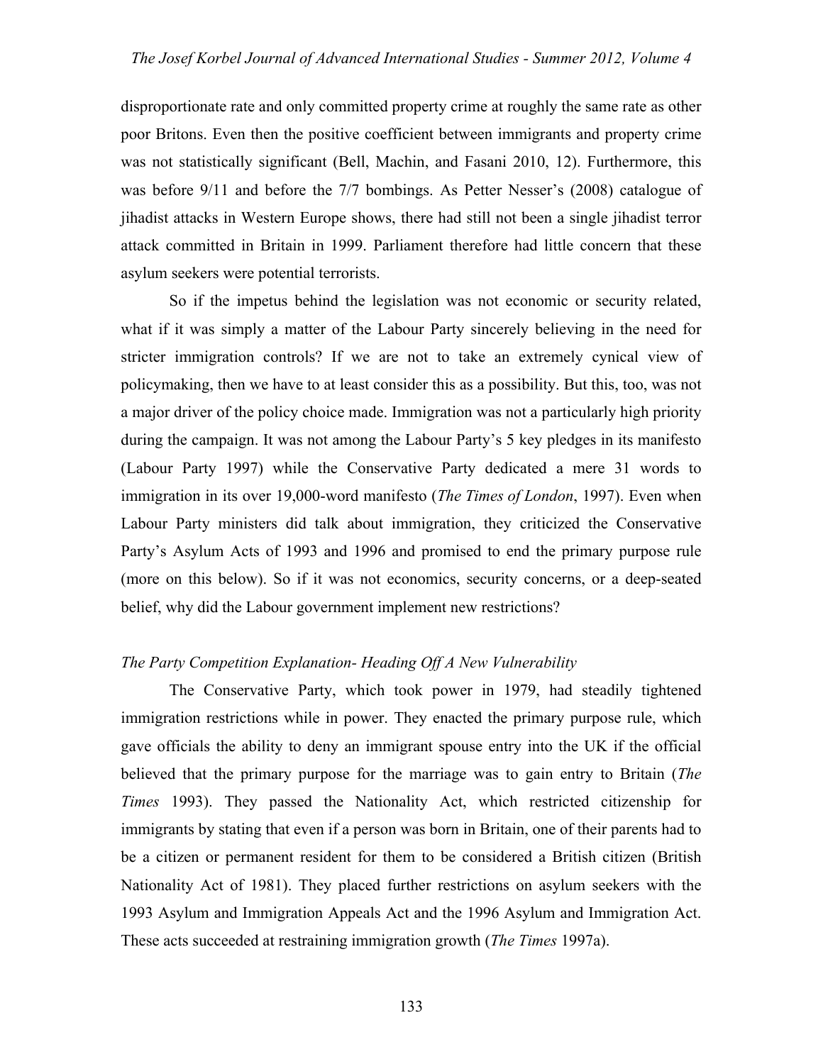disproportionate rate and only committed property crime at roughly the same rate as other poor Britons. Even then the positive coefficient between immigrants and property crime was not statistically significant (Bell, Machin, and Fasani 2010, 12). Furthermore, this was before 9/11 and before the 7/7 bombings. As Petter Nesser's (2008) catalogue of jihadist attacks in Western Europe shows, there had still not been a single jihadist terror attack committed in Britain in 1999. Parliament therefore had little concern that these asylum seekers were potential terrorists.

So if the impetus behind the legislation was not economic or security related, what if it was simply a matter of the Labour Party sincerely believing in the need for stricter immigration controls? If we are not to take an extremely cynical view of policymaking, then we have to at least consider this as a possibility. But this, too, was not a major driver of the policy choice made. Immigration was not a particularly high priority during the campaign. It was not among the Labour Party's 5 key pledges in its manifesto (Labour Party 1997) while the Conservative Party dedicated a mere 31 words to immigration in its over 19,000-word manifesto (*The Times of London*, 1997). Even when Labour Party ministers did talk about immigration, they criticized the Conservative Party's Asylum Acts of 1993 and 1996 and promised to end the primary purpose rule (more on this below). So if it was not economics, security concerns, or a deep-seated belief, why did the Labour government implement new restrictions?

### *The Party Competition Explanation- Heading Off A New Vulnerability*

The Conservative Party, which took power in 1979, had steadily tightened immigration restrictions while in power. They enacted the primary purpose rule, which gave officials the ability to deny an immigrant spouse entry into the UK if the official believed that the primary purpose for the marriage was to gain entry to Britain (*The Times* 1993). They passed the Nationality Act, which restricted citizenship for immigrants by stating that even if a person was born in Britain, one of their parents had to be a citizen or permanent resident for them to be considered a British citizen (British Nationality Act of 1981). They placed further restrictions on asylum seekers with the 1993 Asylum and Immigration Appeals Act and the 1996 Asylum and Immigration Act. These acts succeeded at restraining immigration growth (*The Times* 1997a).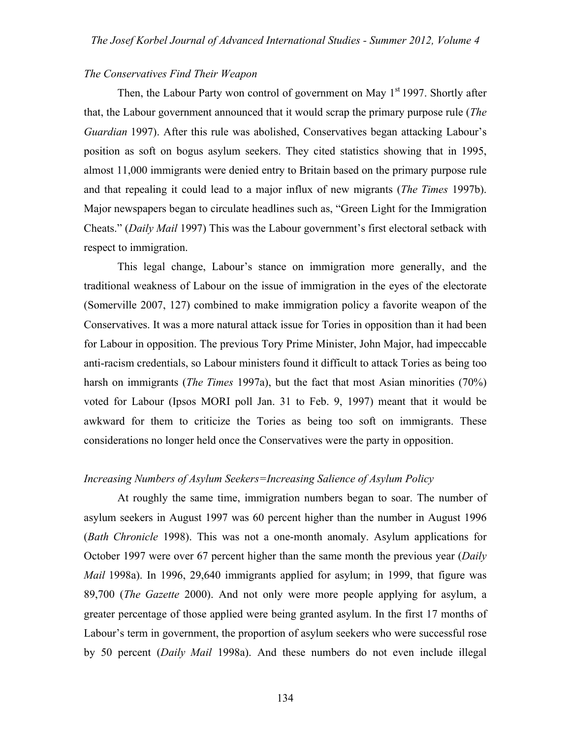*The Conservatives Find Their Weapon*

Then, the Labour Party won control of government on May 1st 1997. Shortly after that, the Labour government announced that it would scrap the primary purpose rule (*The Guardian* 1997). After this rule was abolished, Conservatives began attacking Labour's position as soft on bogus asylum seekers. They cited statistics showing that in 1995, almost 11,000 immigrants were denied entry to Britain based on the primary purpose rule and that repealing it could lead to a major influx of new migrants (*The Times* 1997b). Major newspapers began to circulate headlines such as, "Green Light for the Immigration Cheats." (*Daily Mail* 1997) This was the Labour government's first electoral setback with respect to immigration.

This legal change, Labour's stance on immigration more generally, and the traditional weakness of Labour on the issue of immigration in the eyes of the electorate (Somerville 2007, 127) combined to make immigration policy a favorite weapon of the Conservatives. It was a more natural attack issue for Tories in opposition than it had been for Labour in opposition. The previous Tory Prime Minister, John Major, had impeccable anti-racism credentials, so Labour ministers found it difficult to attack Tories as being too harsh on immigrants (*The Times* 1997a), but the fact that most Asian minorities (70%) voted for Labour (Ipsos MORI poll Jan. 31 to Feb. 9, 1997) meant that it would be awkward for them to criticize the Tories as being too soft on immigrants. These considerations no longer held once the Conservatives were the party in opposition.

*Increasing Numbers of Asylum Seekers=Increasing Salience of Asylum Policy*

At roughly the same time, immigration numbers began to soar. The number of asylum seekers in August 1997 was 60 percent higher than the number in August 1996 (*Bath Chronicle* 1998). This was not a one-month anomaly. Asylum applications for October 1997 were over 67 percent higher than the same month the previous year (*Daily Mail* 1998a). In 1996, 29,640 immigrants applied for asylum; in 1999, that figure was 89,700 (*The Gazette* 2000). And not only were more people applying for asylum, a greater percentage of those applied were being granted asylum. In the first 17 months of Labour's term in government, the proportion of asylum seekers who were successful rose by 50 percent (*Daily Mail* 1998a). And these numbers do not even include illegal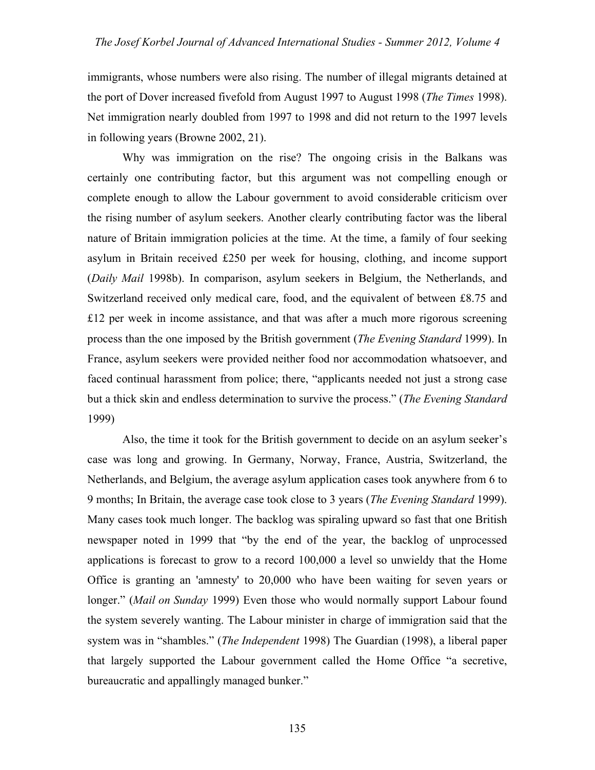immigrants, whose numbers were also rising. The number of illegal migrants detained at the port of Dover increased fivefold from August 1997 to August 1998 (*The Times* 1998). Net immigration nearly doubled from 1997 to 1998 and did not return to the 1997 levels in following years (Browne 2002, 21).

Why was immigration on the rise? The ongoing crisis in the Balkans was certainly one contributing factor, but this argument was not compelling enough or complete enough to allow the Labour government to avoid considerable criticism over the rising number of asylum seekers. Another clearly contributing factor was the liberal nature of Britain immigration policies at the time. At the time, a family of four seeking asylum in Britain received £250 per week for housing, clothing, and income support (*Daily Mail* 1998b). In comparison, asylum seekers in Belgium, the Netherlands, and Switzerland received only medical care, food, and the equivalent of between £8.75 and £12 per week in income assistance, and that was after a much more rigorous screening process than the one imposed by the British government (*The Evening Standard* 1999). In France, asylum seekers were provided neither food nor accommodation whatsoever, and faced continual harassment from police; there, "applicants needed not just a strong case but a thick skin and endless determination to survive the process." (*The Evening Standard* 1999)

Also, the time it took for the British government to decide on an asylum seeker's case was long and growing. In Germany, Norway, France, Austria, Switzerland, the Netherlands, and Belgium, the average asylum application cases took anywhere from 6 to 9 months; In Britain, the average case took close to 3 years (*The Evening Standard* 1999). Many cases took much longer. The backlog was spiraling upward so fast that one British newspaper noted in 1999 that "by the end of the year, the backlog of unprocessed applications is forecast to grow to a record 100,000 a level so unwieldy that the Home Office is granting an 'amnesty' to 20,000 who have been waiting for seven years or longer." (*Mail on Sunday* 1999) Even those who would normally support Labour found the system severely wanting. The Labour minister in charge of immigration said that the system was in "shambles." (*The Independent* 1998) The Guardian (1998), a liberal paper that largely supported the Labour government called the Home Office "a secretive, bureaucratic and appallingly managed bunker."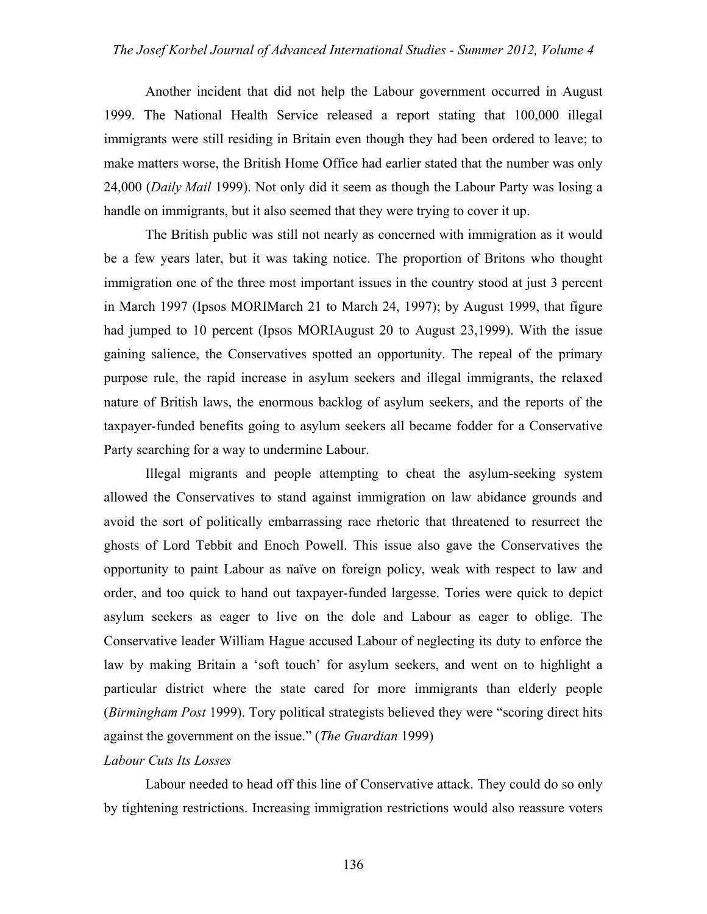Another incident that did not help the Labour government occurred in August 1999. The National Health Service released a report stating that 100,000 illegal immigrants were still residing in Britain even though they had been ordered to leave; to make matters worse, the British Home Office had earlier stated that the number was only 24,000 (*Daily Mail* 1999). Not only did it seem as though the Labour Party was losing a handle on immigrants, but it also seemed that they were trying to cover it up.

The British public was still not nearly as concerned with immigration as it would be a few years later, but it was taking notice. The proportion of Britons who thought immigration one of the three most important issues in the country stood at just 3 percent in March 1997 (Ipsos MORIMarch 21 to March 24, 1997); by August 1999, that figure had jumped to 10 percent (Ipsos MORIAugust 20 to August 23,1999). With the issue gaining salience, the Conservatives spotted an opportunity. The repeal of the primary purpose rule, the rapid increase in asylum seekers and illegal immigrants, the relaxed nature of British laws, the enormous backlog of asylum seekers, and the reports of the taxpayer-funded benefits going to asylum seekers all became fodder for a Conservative Party searching for a way to undermine Labour.

Illegal migrants and people attempting to cheat the asylum-seeking system allowed the Conservatives to stand against immigration on law abidance grounds and avoid the sort of politically embarrassing race rhetoric that threatened to resurrect the ghosts of Lord Tebbit and Enoch Powell. This issue also gave the Conservatives the opportunity to paint Labour as naïve on foreign policy, weak with respect to law and order, and too quick to hand out taxpayer-funded largesse. Tories were quick to depict asylum seekers as eager to live on the dole and Labour as eager to oblige. The Conservative leader William Hague accused Labour of neglecting its duty to enforce the law by making Britain a 'soft touch' for asylum seekers, and went on to highlight a particular district where the state cared for more immigrants than elderly people (*Birmingham Post* 1999). Tory political strategists believed they were "scoring direct hits against the government on the issue." (*The Guardian* 1999)

*Labour Cuts Its Losses*

Labour needed to head off this line of Conservative attack. They could do so only by tightening restrictions. Increasing immigration restrictions would also reassure voters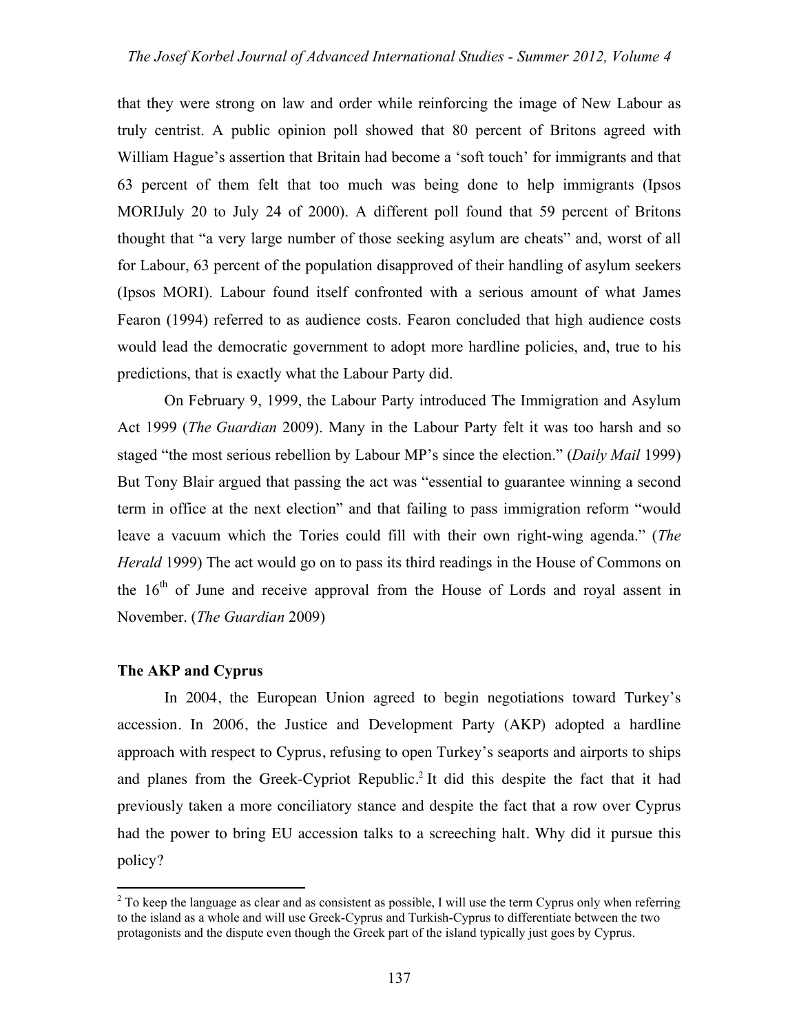that they were strong on law and order while reinforcing the image of New Labour as truly centrist. A public opinion poll showed that 80 percent of Britons agreed with William Hague's assertion that Britain had become a 'soft touch' for immigrants and that 63 percent of them felt that too much was being done to help immigrants (Ipsos MORIJuly 20 to July 24 of 2000). A different poll found that 59 percent of Britons thought that "a very large number of those seeking asylum are cheats" and, worst of all for Labour, 63 percent of the population disapproved of their handling of asylum seekers (Ipsos MORI). Labour found itself confronted with a serious amount of what James Fearon (1994) referred to as audience costs. Fearon concluded that high audience costs would lead the democratic government to adopt more hardline policies, and, true to his predictions, that is exactly what the Labour Party did.

On February 9, 1999, the Labour Party introduced The Immigration and Asylum Act 1999 (*The Guardian* 2009). Many in the Labour Party felt it was too harsh and so staged "the most serious rebellion by Labour MP's since the election." (*Daily Mail* 1999) But Tony Blair argued that passing the act was "essential to guarantee winning a second term in office at the next election" and that failing to pass immigration reform "would leave a vacuum which the Tories could fill with their own right-wing agenda." (*The Herald* 1999) The act would go on to pass its third readings in the House of Commons on the 16th of June and receive approval from the House of Lords and royal assent in November. (*The Guardian* 2009)

### The AKP and Cyprus

In 2004, the European Union agreed to begin negotiations toward Turkey's accession. In 2006, the Justice and Development Party (AKP) adopted a hardline approach with respect to Cyprus, refusing to open Turkey's seaports and airports to ships and planes from the Greek-Cypriot Republic.[2] It did this despite the fact that it had previously taken a more conciliatory stance and despite the fact that a row over Cyprus had the power to bring EU accession talks to a screeching halt. Why did it pursue this policy?

[2] To keep the language as clear and as consistent as possible, I will use the term Cyprus only when referring to the island as a whole and will use Greek-Cyprus and Turkish-Cyprus to differentiate between the two protagonists and the dispute even though the Greek part of the island typically just goes by Cyprus.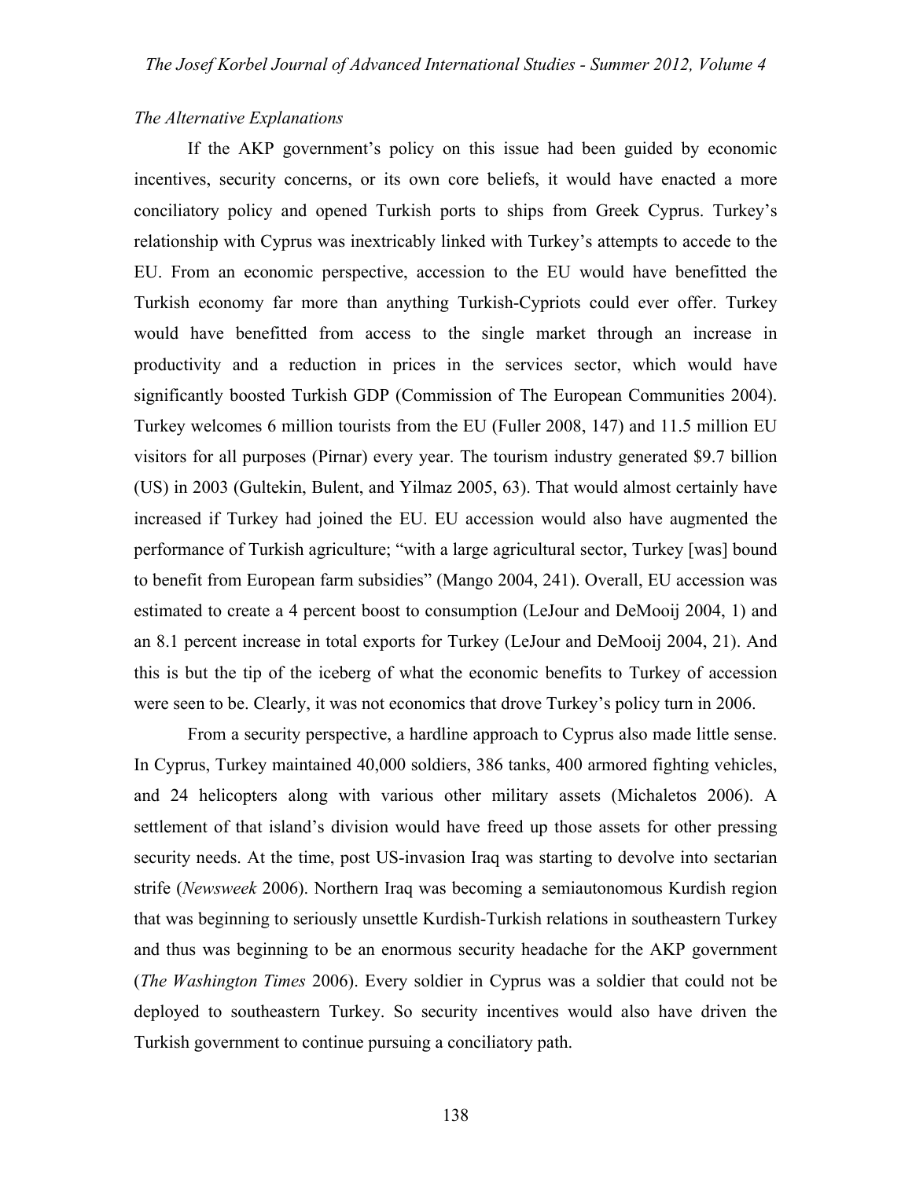*The Alternative Explanations*

If the AKP government's policy on this issue had been guided by economic incentives, security concerns, or its own core beliefs, it would have enacted a more conciliatory policy and opened Turkish ports to ships from Greek Cyprus. Turkey's relationship with Cyprus was inextricably linked with Turkey's attempts to accede to the EU. From an economic perspective, accession to the EU would have benefitted the Turkish economy far more than anything Turkish-Cypriots could ever offer. Turkey would have benefitted from access to the single market through an increase in productivity and a reduction in prices in the services sector, which would have significantly boosted Turkish GDP (Commission of The European Communities 2004). Turkey welcomes 6 million tourists from the EU (Fuller 2008, 147) and 11.5 million EU visitors for all purposes (Pirnar) every year. The tourism industry generated $9.7 billion (US) in 2003 (Gultekin, Bulent, and Yilmaz 2005, 63). That would almost certainly have increased if Turkey had joined the EU. EU accession would also have augmented the performance of Turkish agriculture; "with a large agricultural sector, Turkey [was] bound to benefit from European farm subsidies" (Mango 2004, 241). Overall, EU accession was estimated to create a 4 percent boost to consumption (LeJour and DeMooij 2004, 1) and an 8.1 percent increase in total exports for Turkey (LeJour and DeMooij 2004, 21). And this is but the tip of the iceberg of what the economic benefits to Turkey of accession were seen to be. Clearly, it was not economics that drove Turkey's policy turn in 2006.

From a security perspective, a hardline approach to Cyprus also made little sense. In Cyprus, Turkey maintained 40,000 soldiers, 386 tanks, 400 armored fighting vehicles, and 24 helicopters along with various other military assets (Michaletos 2006). A settlement of that island's division would have freed up those assets for other pressing security needs. At the time, post US-invasion Iraq was starting to devolve into sectarian strife (*Newsweek* 2006). Northern Iraq was becoming a semiautonomous Kurdish region that was beginning to seriously unsettle Kurdish-Turkish relations in southeastern Turkey and thus was beginning to be an enormous security headache for the AKP government (*The Washington Times* 2006). Every soldier in Cyprus was a soldier that could not be deployed to southeastern Turkey. So security incentives would also have driven the Turkish government to continue pursuing a conciliatory path.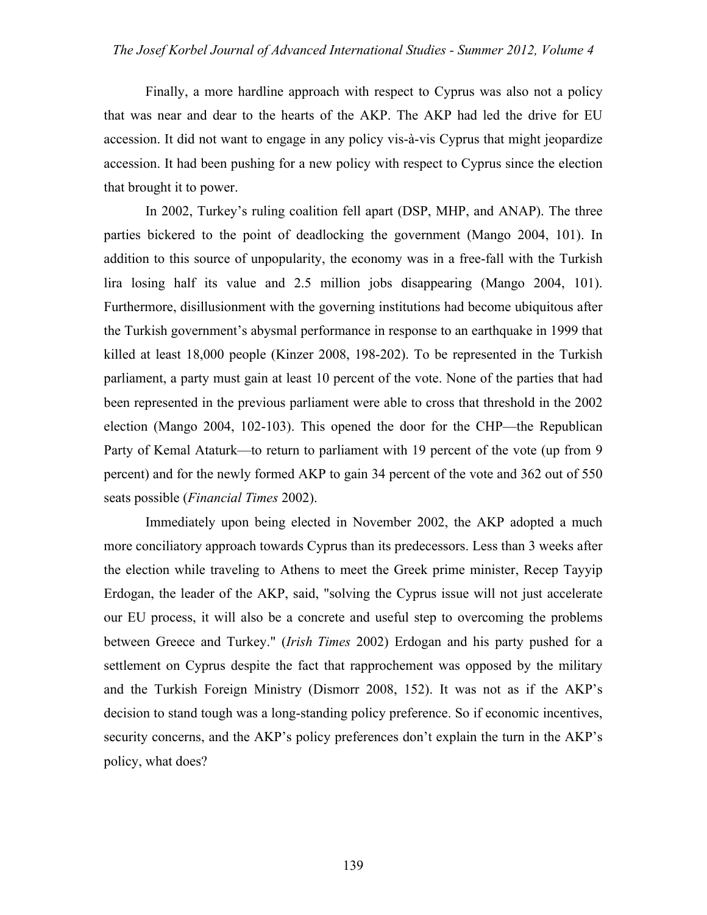Finally, a more hardline approach with respect to Cyprus was also not a policy that was near and dear to the hearts of the AKP. The AKP had led the drive for EU accession. It did not want to engage in any policy vis-à-vis Cyprus that might jeopardize accession. It had been pushing for a new policy with respect to Cyprus since the election that brought it to power.

In 2002, Turkey's ruling coalition fell apart (DSP, MHP, and ANAP). The three parties bickered to the point of deadlocking the government (Mango 2004, 101). In addition to this source of unpopularity, the economy was in a free-fall with the Turkish lira losing half its value and 2.5 million jobs disappearing (Mango 2004, 101). Furthermore, disillusionment with the governing institutions had become ubiquitous after the Turkish government's abysmal performance in response to an earthquake in 1999 that killed at least 18,000 people (Kinzer 2008, 198-202). To be represented in the Turkish parliament, a party must gain at least 10 percent of the vote. None of the parties that had been represented in the previous parliament were able to cross that threshold in the 2002 election (Mango 2004, 102-103). This opened the door for the CHP—the Republican Party of Kemal Ataturk—to return to parliament with 19 percent of the vote (up from 9 percent) and for the newly formed AKP to gain 34 percent of the vote and 362 out of 550 seats possible (*Financial Times* 2002).

Immediately upon being elected in November 2002, the AKP adopted a much more conciliatory approach towards Cyprus than its predecessors. Less than 3 weeks after the election while traveling to Athens to meet the Greek prime minister, Recep Tayyip Erdogan, the leader of the AKP, said, "solving the Cyprus issue will not just accelerate our EU process, it will also be a concrete and useful step to overcoming the problems between Greece and Turkey." (*Irish Times* 2002) Erdogan and his party pushed for a settlement on Cyprus despite the fact that rapprochement was opposed by the military and the Turkish Foreign Ministry (Dismorr 2008, 152). It was not as if the AKP's decision to stand tough was a long-standing policy preference. So if economic incentives, security concerns, and the AKP's policy preferences don't explain the turn in the AKP's policy, what does?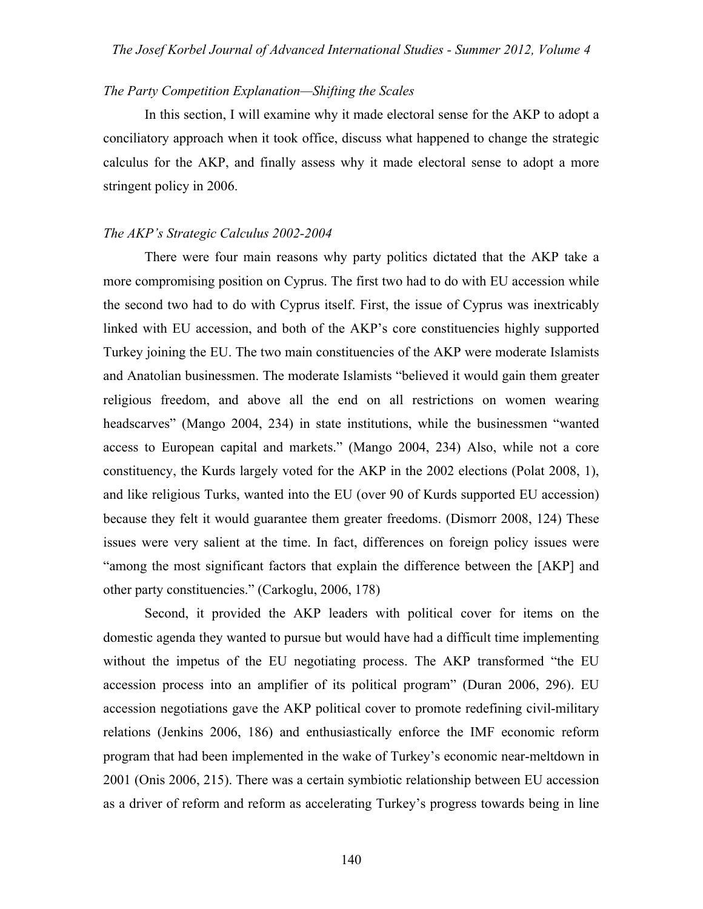*The Party Competition Explanation—Shifting the Scales*

In this section, I will examine why it made electoral sense for the AKP to adopt a conciliatory approach when it took office, discuss what happened to change the strategic calculus for the AKP, and finally assess why it made electoral sense to adopt a more stringent policy in 2006.

*The AKP's Strategic Calculus 2002-2004*

There were four main reasons why party politics dictated that the AKP take a more compromising position on Cyprus. The first two had to do with EU accession while the second two had to do with Cyprus itself. First, the issue of Cyprus was inextricably linked with EU accession, and both of the AKP's core constituencies highly supported Turkey joining the EU. The two main constituencies of the AKP were moderate Islamists and Anatolian businessmen. The moderate Islamists "believed it would gain them greater religious freedom, and above all the end on all restrictions on women wearing headscarves" (Mango 2004, 234) in state institutions, while the businessmen "wanted access to European capital and markets." (Mango 2004, 234) Also, while not a core constituency, the Kurds largely voted for the AKP in the 2002 elections (Polat 2008, 1), and like religious Turks, wanted into the EU (over 90 of Kurds supported EU accession) because they felt it would guarantee them greater freedoms. (Dismorr 2008, 124) These issues were very salient at the time. In fact, differences on foreign policy issues were "among the most significant factors that explain the difference between the [AKP] and other party constituencies." (Carkoglu, 2006, 178)

Second, it provided the AKP leaders with political cover for items on the domestic agenda they wanted to pursue but would have had a difficult time implementing without the impetus of the EU negotiating process. The AKP transformed "the EU accession process into an amplifier of its political program" (Duran 2006, 296). EU accession negotiations gave the AKP political cover to promote redefining civil-military relations (Jenkins 2006, 186) and enthusiastically enforce the IMF economic reform program that had been implemented in the wake of Turkey's economic near-meltdown in 2001 (Onis 2006, 215). There was a certain symbiotic relationship between EU accession as a driver of reform and reform as accelerating Turkey's progress towards being in line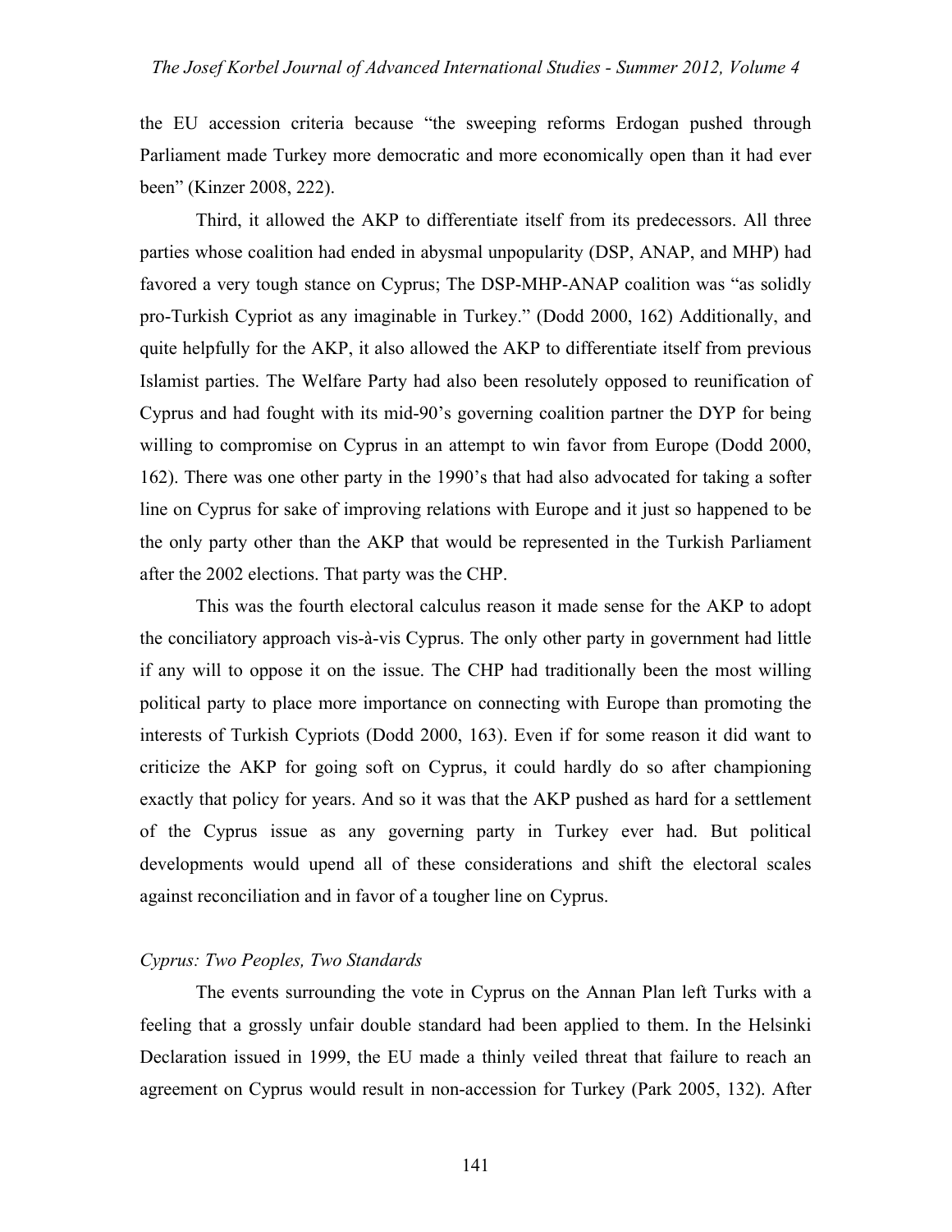the EU accession criteria because "the sweeping reforms Erdogan pushed through Parliament made Turkey more democratic and more economically open than it had ever been" (Kinzer 2008, 222).

Third, it allowed the AKP to differentiate itself from its predecessors. All three parties whose coalition had ended in abysmal unpopularity (DSP, ANAP, and MHP) had favored a very tough stance on Cyprus; The DSP-MHP-ANAP coalition was "as solidly pro-Turkish Cypriot as any imaginable in Turkey." (Dodd 2000, 162) Additionally, and quite helpfully for the AKP, it also allowed the AKP to differentiate itself from previous Islamist parties. The Welfare Party had also been resolutely opposed to reunification of Cyprus and had fought with its mid-90's governing coalition partner the DYP for being willing to compromise on Cyprus in an attempt to win favor from Europe (Dodd 2000, 162). There was one other party in the 1990's that had also advocated for taking a softer line on Cyprus for sake of improving relations with Europe and it just so happened to be the only party other than the AKP that would be represented in the Turkish Parliament after the 2002 elections. That party was the CHP.

This was the fourth electoral calculus reason it made sense for the AKP to adopt the conciliatory approach vis-à-vis Cyprus. The only other party in government had little if any will to oppose it on the issue. The CHP had traditionally been the most willing political party to place more importance on connecting with Europe than promoting the interests of Turkish Cypriots (Dodd 2000, 163). Even if for some reason it did want to criticize the AKP for going soft on Cyprus, it could hardly do so after championing exactly that policy for years. And so it was that the AKP pushed as hard for a settlement of the Cyprus issue as any governing party in Turkey ever had. But political developments would upend all of these considerations and shift the electoral scales against reconciliation and in favor of a tougher line on Cyprus.

*Cyprus: Two Peoples, Two Standards*

The events surrounding the vote in Cyprus on the Annan Plan left Turks with a feeling that a grossly unfair double standard had been applied to them. In the Helsinki Declaration issued in 1999, the EU made a thinly veiled threat that failure to reach an agreement on Cyprus would result in non-accession for Turkey (Park 2005, 132). After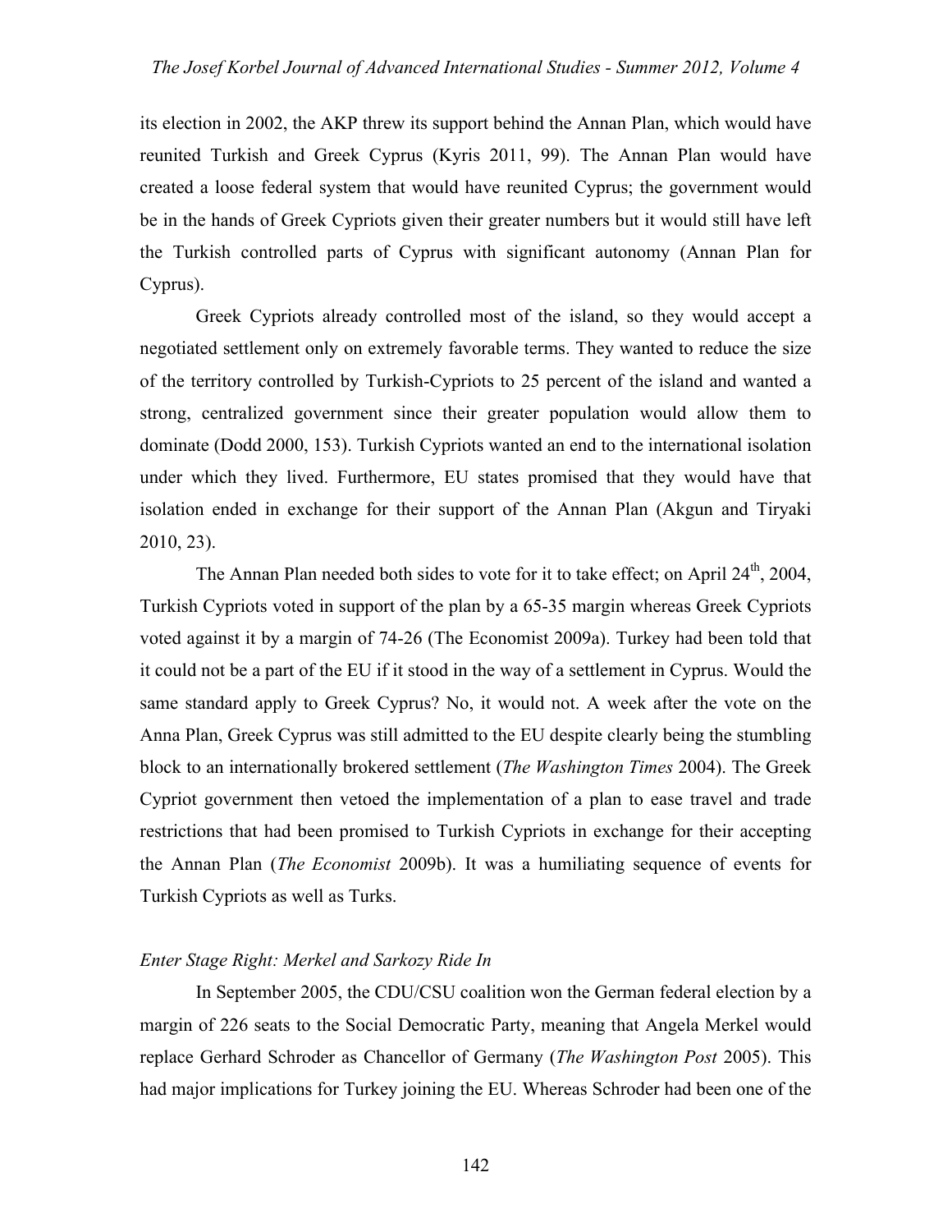its election in 2002, the AKP threw its support behind the Annan Plan, which would have reunited Turkish and Greek Cyprus (Kyris 2011, 99). The Annan Plan would have created a loose federal system that would have reunited Cyprus; the government would be in the hands of Greek Cypriots given their greater numbers but it would still have left the Turkish controlled parts of Cyprus with significant autonomy (Annan Plan for Cyprus).

Greek Cypriots already controlled most of the island, so they would accept a negotiated settlement only on extremely favorable terms. They wanted to reduce the size of the territory controlled by Turkish-Cypriots to 25 percent of the island and wanted a strong, centralized government since their greater population would allow them to dominate (Dodd 2000, 153). Turkish Cypriots wanted an end to the international isolation under which they lived. Furthermore, EU states promised that they would have that isolation ended in exchange for their support of the Annan Plan (Akgun and Tiryaki 2010, 23).

The Annan Plan needed both sides to vote for it to take effect; on April 24th, 2004, Turkish Cypriots voted in support of the plan by a 65-35 margin whereas Greek Cypriots voted against it by a margin of 74-26 (The Economist 2009a). Turkey had been told that it could not be a part of the EU if it stood in the way of a settlement in Cyprus. Would the same standard apply to Greek Cyprus? No, it would not. A week after the vote on the Anna Plan, Greek Cyprus was still admitted to the EU despite clearly being the stumbling block to an internationally brokered settlement (*The Washington Times* 2004). The Greek Cypriot government then vetoed the implementation of a plan to ease travel and trade restrictions that had been promised to Turkish Cypriots in exchange for their accepting the Annan Plan (*The Economist* 2009b). It was a humiliating sequence of events for Turkish Cypriots as well as Turks.

*Enter Stage Right: Merkel and Sarkozy Ride In*

In September 2005, the CDU/CSU coalition won the German federal election by a margin of 226 seats to the Social Democratic Party, meaning that Angela Merkel would replace Gerhard Schroder as Chancellor of Germany (*The Washington Post* 2005). This had major implications for Turkey joining the EU. Whereas Schroder had been one of the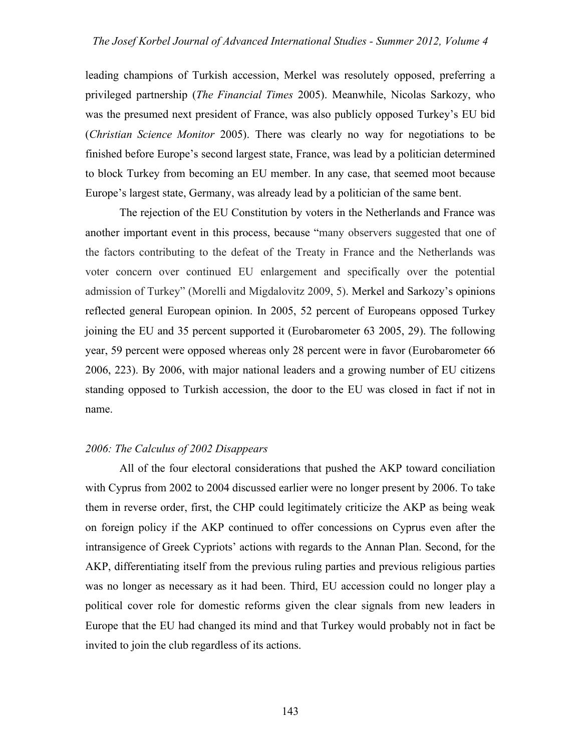leading champions of Turkish accession, Merkel was resolutely opposed, preferring a privileged partnership (*The Financial Times* 2005). Meanwhile, Nicolas Sarkozy, who was the presumed next president of France, was also publicly opposed Turkey's EU bid (*Christian Science Monitor* 2005). There was clearly no way for negotiations to be finished before Europe's second largest state, France, was lead by a politician determined to block Turkey from becoming an EU member. In any case, that seemed moot because Europe's largest state, Germany, was already lead by a politician of the same bent.

The rejection of the EU Constitution by voters in the Netherlands and France was another important event in this process, because "many observers suggested that one of the factors contributing to the defeat of the Treaty in France and the Netherlands was voter concern over continued EU enlargement and specifically over the potential admission of Turkey" (Morelli and Migdalovitz 2009, 5). Merkel and Sarkozy's opinions reflected general European opinion. In 2005, 52 percent of Europeans opposed Turkey joining the EU and 35 percent supported it (Eurobarometer 63 2005, 29). The following year, 59 percent were opposed whereas only 28 percent were in favor (Eurobarometer 66 2006, 223). By 2006, with major national leaders and a growing number of EU citizens standing opposed to Turkish accession, the door to the EU was closed in fact if not in name.

### *2006: The Calculus of 2002 Disappears*

All of the four electoral considerations that pushed the AKP toward conciliation with Cyprus from 2002 to 2004 discussed earlier were no longer present by 2006. To take them in reverse order, first, the CHP could legitimately criticize the AKP as being weak on foreign policy if the AKP continued to offer concessions on Cyprus even after the intransigence of Greek Cypriots' actions with regards to the Annan Plan. Second, for the AKP, differentiating itself from the previous ruling parties and previous religious parties was no longer as necessary as it had been. Third, EU accession could no longer play a political cover role for domestic reforms given the clear signals from new leaders in Europe that the EU had changed its mind and that Turkey would probably not in fact be invited to join the club regardless of its actions.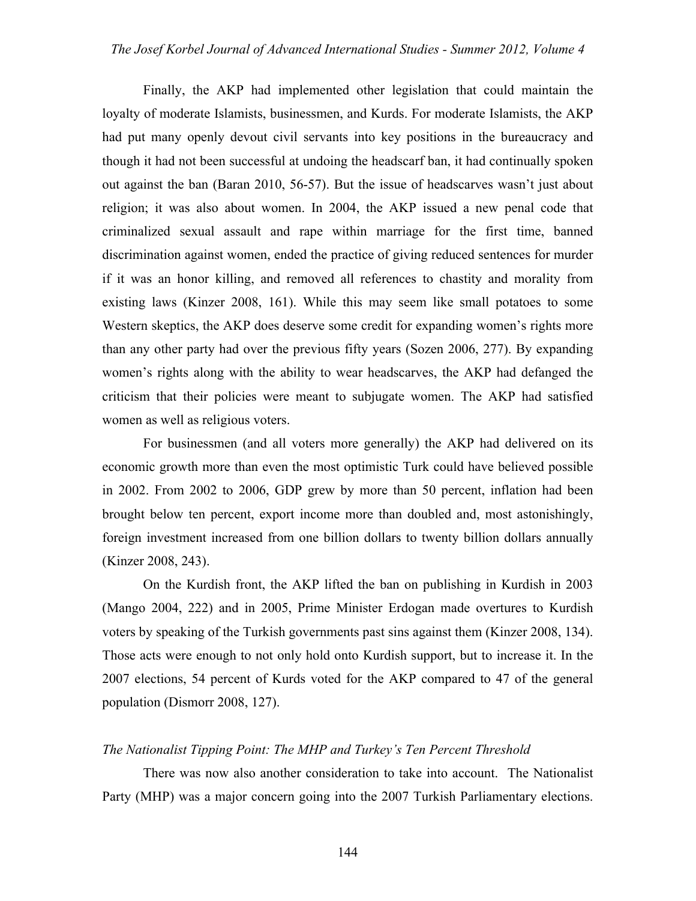Finally, the AKP had implemented other legislation that could maintain the loyalty of moderate Islamists, businessmen, and Kurds. For moderate Islamists, the AKP had put many openly devout civil servants into key positions in the bureaucracy and though it had not been successful at undoing the headscarf ban, it had continually spoken out against the ban (Baran 2010, 56-57). But the issue of headscarves wasn't just about religion; it was also about women. In 2004, the AKP issued a new penal code that criminalized sexual assault and rape within marriage for the first time, banned discrimination against women, ended the practice of giving reduced sentences for murder if it was an honor killing, and removed all references to chastity and morality from existing laws (Kinzer 2008, 161). While this may seem like small potatoes to some Western skeptics, the AKP does deserve some credit for expanding women's rights more than any other party had over the previous fifty years (Sozen 2006, 277). By expanding women's rights along with the ability to wear headscarves, the AKP had defanged the criticism that their policies were meant to subjugate women. The AKP had satisfied women as well as religious voters.

For businessmen (and all voters more generally) the AKP had delivered on its economic growth more than even the most optimistic Turk could have believed possible in 2002. From 2002 to 2006, GDP grew by more than 50 percent, inflation had been brought below ten percent, export income more than doubled and, most astonishingly, foreign investment increased from one billion dollars to twenty billion dollars annually (Kinzer 2008, 243).

On the Kurdish front, the AKP lifted the ban on publishing in Kurdish in 2003 (Mango 2004, 222) and in 2005, Prime Minister Erdogan made overtures to Kurdish voters by speaking of the Turkish governments past sins against them (Kinzer 2008, 134). Those acts were enough to not only hold onto Kurdish support, but to increase it. In the 2007 elections, 54 percent of Kurds voted for the AKP compared to 47 of the general population (Dismorr 2008, 127).

### *The Nationalist Tipping Point: The MHP and Turkey's Ten Percent Threshold*

There was now also another consideration to take into account. The Nationalist Party (MHP) was a major concern going into the 2007 Turkish Parliamentary elections.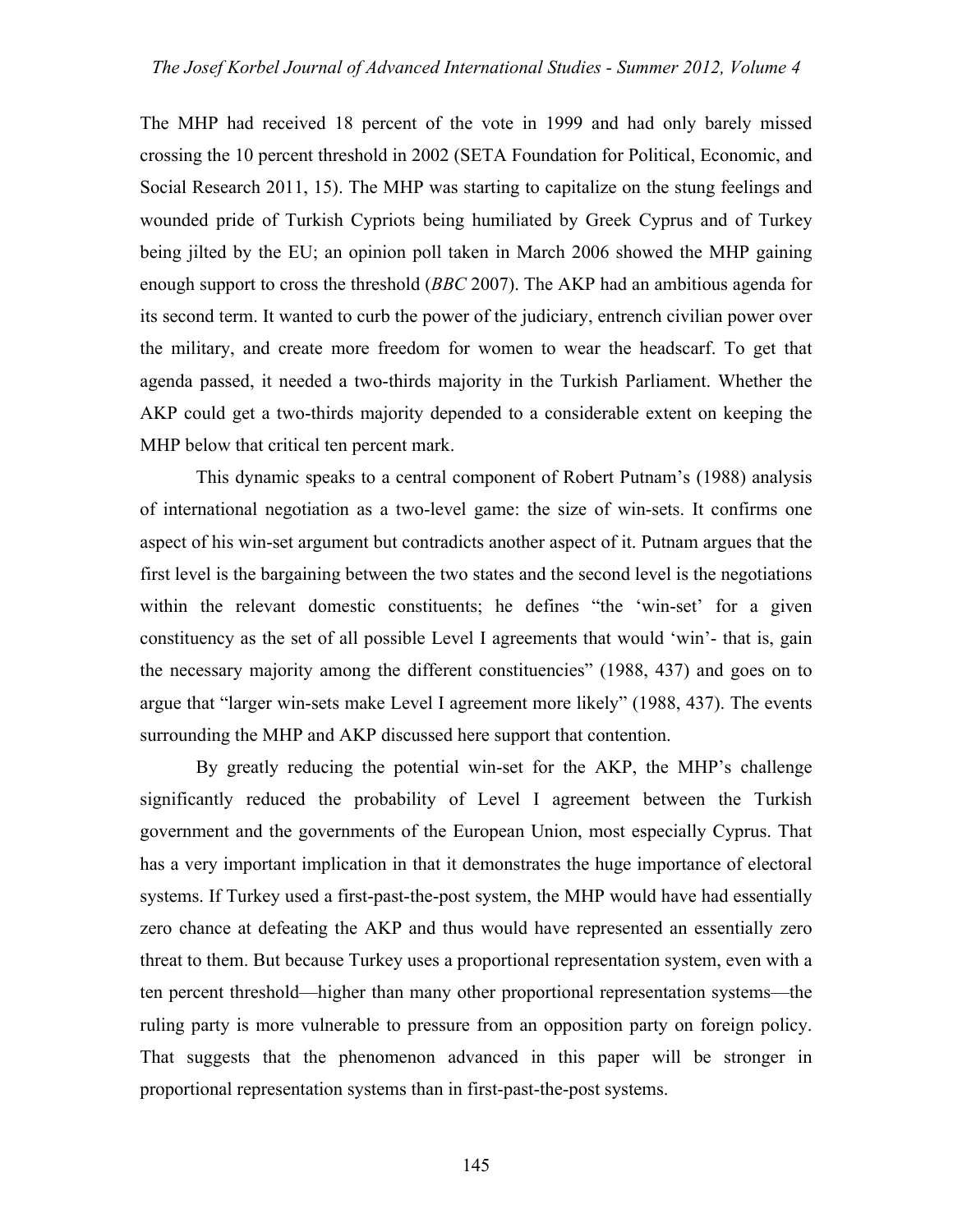The MHP had received 18 percent of the vote in 1999 and had only barely missed crossing the 10 percent threshold in 2002 (SETA Foundation for Political, Economic, and Social Research 2011, 15). The MHP was starting to capitalize on the stung feelings and wounded pride of Turkish Cypriots being humiliated by Greek Cyprus and of Turkey being jilted by the EU; an opinion poll taken in March 2006 showed the MHP gaining enough support to cross the threshold (*BBC* 2007). The AKP had an ambitious agenda for its second term. It wanted to curb the power of the judiciary, entrench civilian power over the military, and create more freedom for women to wear the headscarf. To get that agenda passed, it needed a two-thirds majority in the Turkish Parliament. Whether the AKP could get a two-thirds majority depended to a considerable extent on keeping the MHP below that critical ten percent mark.

This dynamic speaks to a central component of Robert Putnam's (1988) analysis of international negotiation as a two-level game: the size of win-sets. It confirms one aspect of his win-set argument but contradicts another aspect of it. Putnam argues that the first level is the bargaining between the two states and the second level is the negotiations within the relevant domestic constituents; he defines "the 'win-set' for a given constituency as the set of all possible Level I agreements that would 'win'- that is, gain the necessary majority among the different constituencies" (1988, 437) and goes on to argue that "larger win-sets make Level I agreement more likely" (1988, 437). The events surrounding the MHP and AKP discussed here support that contention.

By greatly reducing the potential win-set for the AKP, the MHP's challenge significantly reduced the probability of Level I agreement between the Turkish government and the governments of the European Union, most especially Cyprus. That has a very important implication in that it demonstrates the huge importance of electoral systems. If Turkey used a first-past-the-post system, the MHP would have had essentially zero chance at defeating the AKP and thus would have represented an essentially zero threat to them. But because Turkey uses a proportional representation system, even with a ten percent threshold—higher than many other proportional representation systems—the ruling party is more vulnerable to pressure from an opposition party on foreign policy. That suggests that the phenomenon advanced in this paper will be stronger in proportional representation systems than in first-past-the-post systems.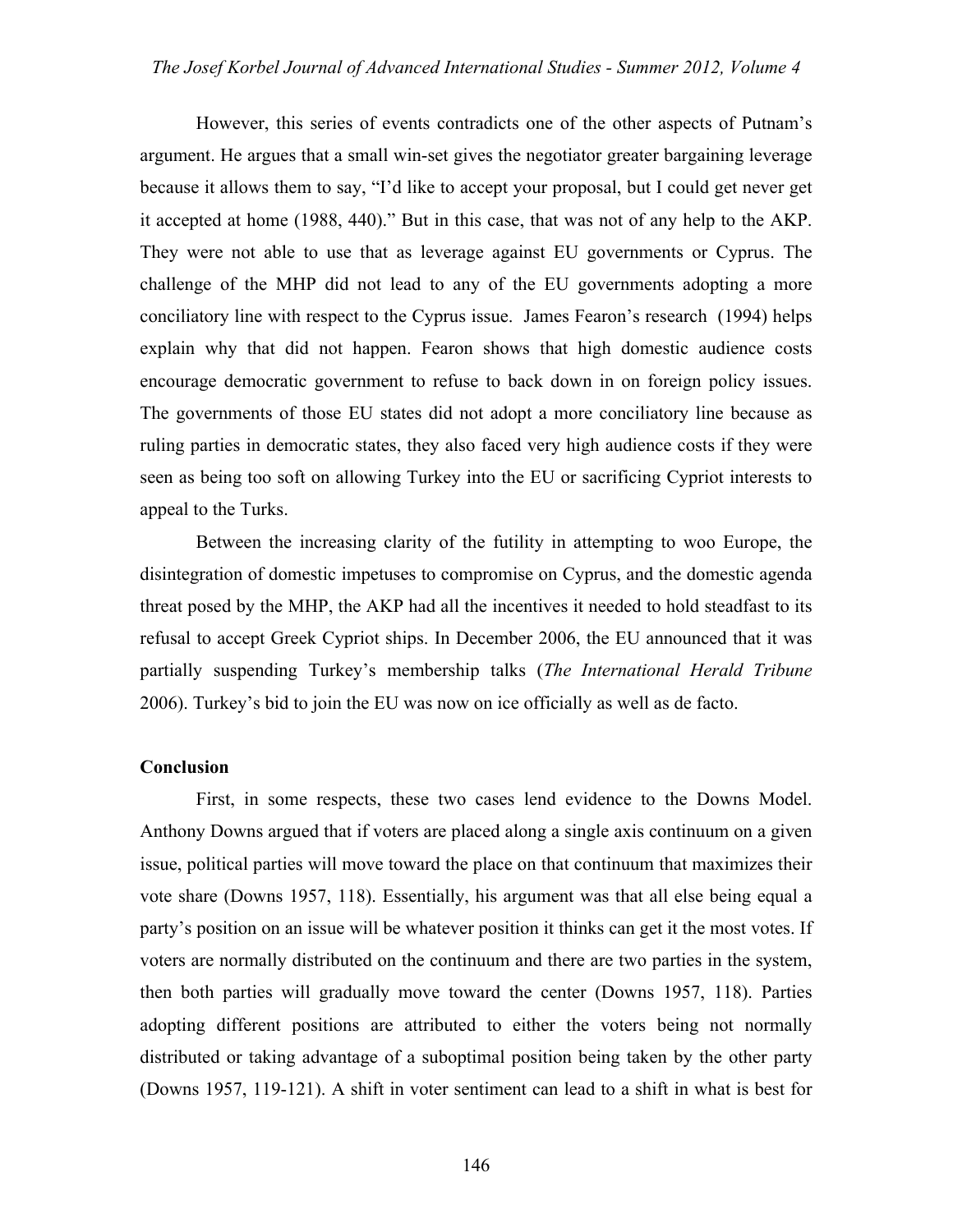However, this series of events contradicts one of the other aspects of Putnam's argument. He argues that a small win-set gives the negotiator greater bargaining leverage because it allows them to say, "I'd like to accept your proposal, but I could get never get it accepted at home (1988, 440)." But in this case, that was not of any help to the AKP. They were not able to use that as leverage against EU governments or Cyprus. The challenge of the MHP did not lead to any of the EU governments adopting a more conciliatory line with respect to the Cyprus issue. James Fearon's research (1994) helps explain why that did not happen. Fearon shows that high domestic audience costs encourage democratic government to refuse to back down in on foreign policy issues. The governments of those EU states did not adopt a more conciliatory line because as ruling parties in democratic states, they also faced very high audience costs if they were seen as being too soft on allowing Turkey into the EU or sacrificing Cypriot interests to appeal to the Turks.

Between the increasing clarity of the futility in attempting to woo Europe, the disintegration of domestic impetuses to compromise on Cyprus, and the domestic agenda threat posed by the MHP, the AKP had all the incentives it needed to hold steadfast to its refusal to accept Greek Cypriot ships. In December 2006, the EU announced that it was partially suspending Turkey's membership talks (*The International Herald Tribune* 2006). Turkey's bid to join the EU was now on ice officially as well as de facto.

**Conclusion**

First, in some respects, these two cases lend evidence to the Downs Model. Anthony Downs argued that if voters are placed along a single axis continuum on a given issue, political parties will move toward the place on that continuum that maximizes their vote share (Downs 1957, 118). Essentially, his argument was that all else being equal a party's position on an issue will be whatever position it thinks can get it the most votes. If voters are normally distributed on the continuum and there are two parties in the system, then both parties will gradually move toward the center (Downs 1957, 118). Parties adopting different positions are attributed to either the voters being not normally distributed or taking advantage of a suboptimal position being taken by the other party (Downs 1957, 119-121). A shift in voter sentiment can lead to a shift in what is best for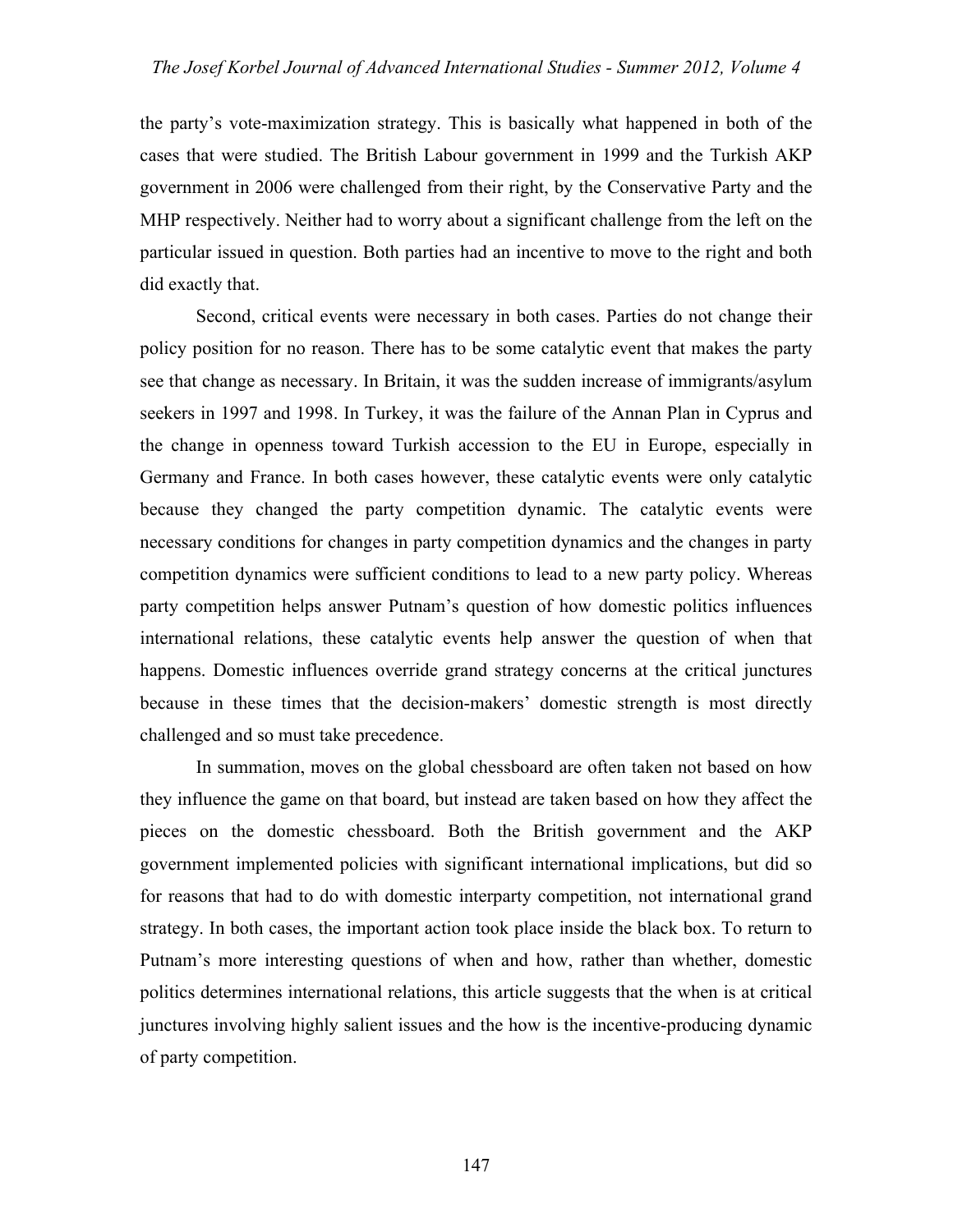the party's vote-maximization strategy. This is basically what happened in both of the cases that were studied. The British Labour government in 1999 and the Turkish AKP government in 2006 were challenged from their right, by the Conservative Party and the MHP respectively. Neither had to worry about a significant challenge from the left on the particular issued in question. Both parties had an incentive to move to the right and both did exactly that.

Second, critical events were necessary in both cases. Parties do not change their policy position for no reason. There has to be some catalytic event that makes the party see that change as necessary. In Britain, it was the sudden increase of immigrants/asylum seekers in 1997 and 1998. In Turkey, it was the failure of the Annan Plan in Cyprus and the change in openness toward Turkish accession to the EU in Europe, especially in Germany and France. In both cases however, these catalytic events were only catalytic because they changed the party competition dynamic. The catalytic events were necessary conditions for changes in party competition dynamics and the changes in party competition dynamics were sufficient conditions to lead to a new party policy. Whereas party competition helps answer Putnam's question of how domestic politics influences international relations, these catalytic events help answer the question of when that happens. Domestic influences override grand strategy concerns at the critical junctures because in these times that the decision-makers' domestic strength is most directly challenged and so must take precedence.

In summation, moves on the global chessboard are often taken not based on how they influence the game on that board, but instead are taken based on how they affect the pieces on the domestic chessboard. Both the British government and the AKP government implemented policies with significant international implications, but did so for reasons that had to do with domestic interparty competition, not international grand strategy. In both cases, the important action took place inside the black box. To return to Putnam's more interesting questions of when and how, rather than whether, domestic politics determines international relations, this article suggests that the when is at critical junctures involving highly salient issues and the how is the incentive-producing dynamic of party competition.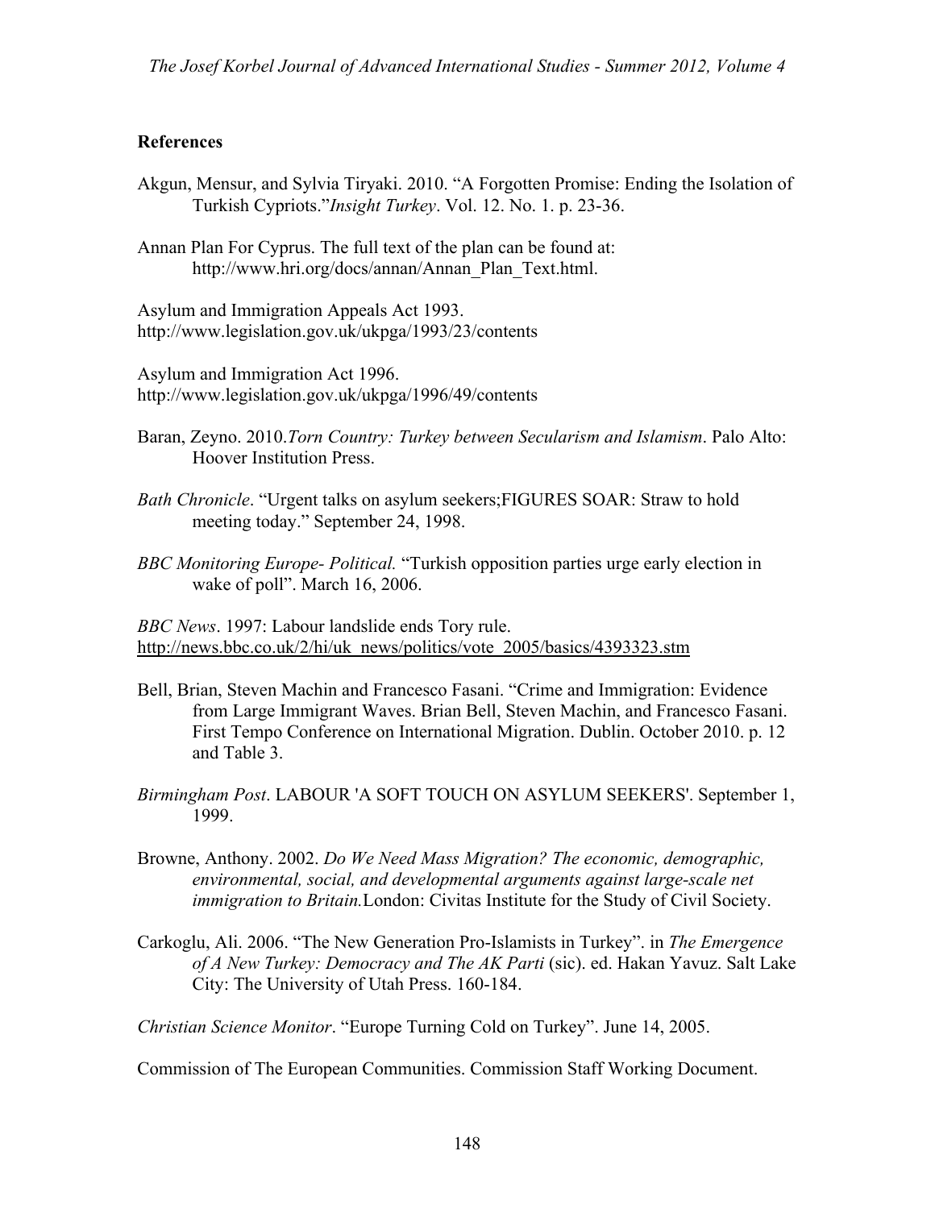**References**

Akgun, Mensur, and Sylvia Tiryaki. 2010. "A Forgotten Promise: Ending the Isolation of Turkish Cypriots."*Insight Turkey*. Vol. 12. No. 1. p. 23-36.

Annan Plan For Cyprus. The full text of the plan can be found at: http://www.hri.org/docs/annan/Annan_Plan_Text.html.

Asylum and Immigration Appeals Act 1993. http://www.legislation.gov.uk/ukpga/1993/23/contents

Asylum and Immigration Act 1996. http://www.legislation.gov.uk/ukpga/1996/49/contents

Baran, Zeyno. 2010.*Torn Country: Turkey between Secularism and Islamism*. Palo Alto: Hoover Institution Press.

*Bath Chronicle*. "Urgent talks on asylum seekers;FIGURES SOAR: Straw to hold meeting today." September 24, 1998.

*BBC Monitoring Europe- Political.* "Turkish opposition parties urge early election in wake of poll". March 16, 2006.

*BBC News*. 1997: Labour landslide ends Tory rule. http://news.bbc.co.uk/2/hi/uk_news/politics/vote_2005/basics/4393323.stm

Bell, Brian, Steven Machin and Francesco Fasani. "Crime and Immigration: Evidence from Large Immigrant Waves. Brian Bell, Steven Machin, and Francesco Fasani. First Tempo Conference on International Migration. Dublin. October 2010. p. 12 and Table 3.

*Birmingham Post*. LABOUR 'A SOFT TOUCH ON ASYLUM SEEKERS'. September 1, 1999.

Browne, Anthony. 2002. *Do We Need Mass Migration? The economic, demographic, environmental, social, and developmental arguments against large-scale net immigration to Britain.*London: Civitas Institute for the Study of Civil Society.

Carkoglu, Ali. 2006. "The New Generation Pro-Islamists in Turkey". in *The Emergence of A New Turkey: Democracy and The AK Parti* (sic). ed. Hakan Yavuz. Salt Lake City: The University of Utah Press. 160-184.

*Christian Science Monitor*. "Europe Turning Cold on Turkey". June 14, 2005.

Commission of The European Communities. Commission Staff Working Document.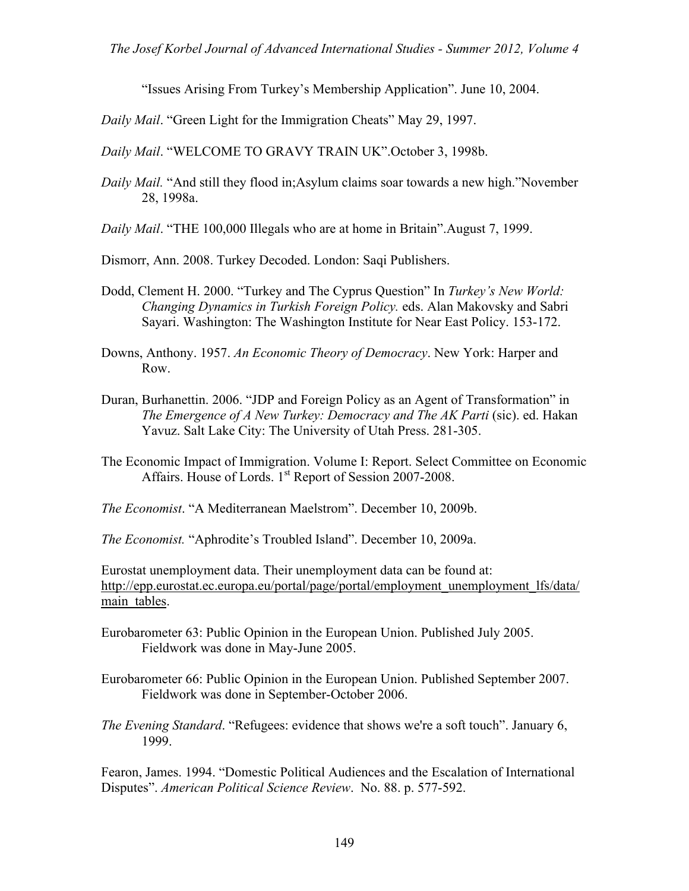“Issues Arising From Turkey’s Membership Application”. June 10, 2004.

*Daily Mail*. “Green Light for the Immigration Cheats” May 29, 1997.

*Daily Mail*. “WELCOME TO GRAVY TRAIN UK”.October 3, 1998b.

*Daily Mail.* “And still they flood in;Asylum claims soar towards a new high.”November 28, 1998a.

*Daily Mail*. “THE 100,000 Illegals who are at home in Britain”.August 7, 1999.

Dismorr, Ann. 2008. Turkey Decoded. London: Saqi Publishers.

Dodd, Clement H. 2000. “Turkey and The Cyprus Question” In *Turkey’s New World: Changing Dynamics in Turkish Foreign Policy.* eds. Alan Makovsky and Sabri Sayari. Washington: The Washington Institute for Near East Policy. 153-172.

Downs, Anthony. 1957. *An Economic Theory of Democracy*. New York: Harper and Row.

Duran, Burhanettin. 2006. “JDP and Foreign Policy as an Agent of Transformation” in *The Emergence of A New Turkey: Democracy and The AK Parti* (sic). ed. Hakan Yavuz. Salt Lake City: The University of Utah Press. 281-305.

The Economic Impact of Immigration. Volume I: Report. Select Committee on Economic Affairs. House of Lords. 1st Report of Session 2007-2008.

*The Economist*. “A Mediterranean Maelstrom”. December 10, 2009b.

*The Economist.* “Aphrodite’s Troubled Island”. December 10, 2009a.

Eurostat unemployment data. Their unemployment data can be found at: http://epp.eurostat.ec.europa.eu/portal/page/portal/employment_unemployment_lfs/data/main_tables.

Eurobarometer 63: Public Opinion in the European Union. Published July 2005. Fieldwork was done in May-June 2005.

Eurobarometer 66: Public Opinion in the European Union. Published September 2007. Fieldwork was done in September-October 2006.

*The Evening Standard*. “Refugees: evidence that shows we're a soft touch”. January 6, 1999.

Fearon, James. 1994. “Domestic Political Audiences and the Escalation of International Disputes”. *American Political Science Review*. No. 88. p. 577-592.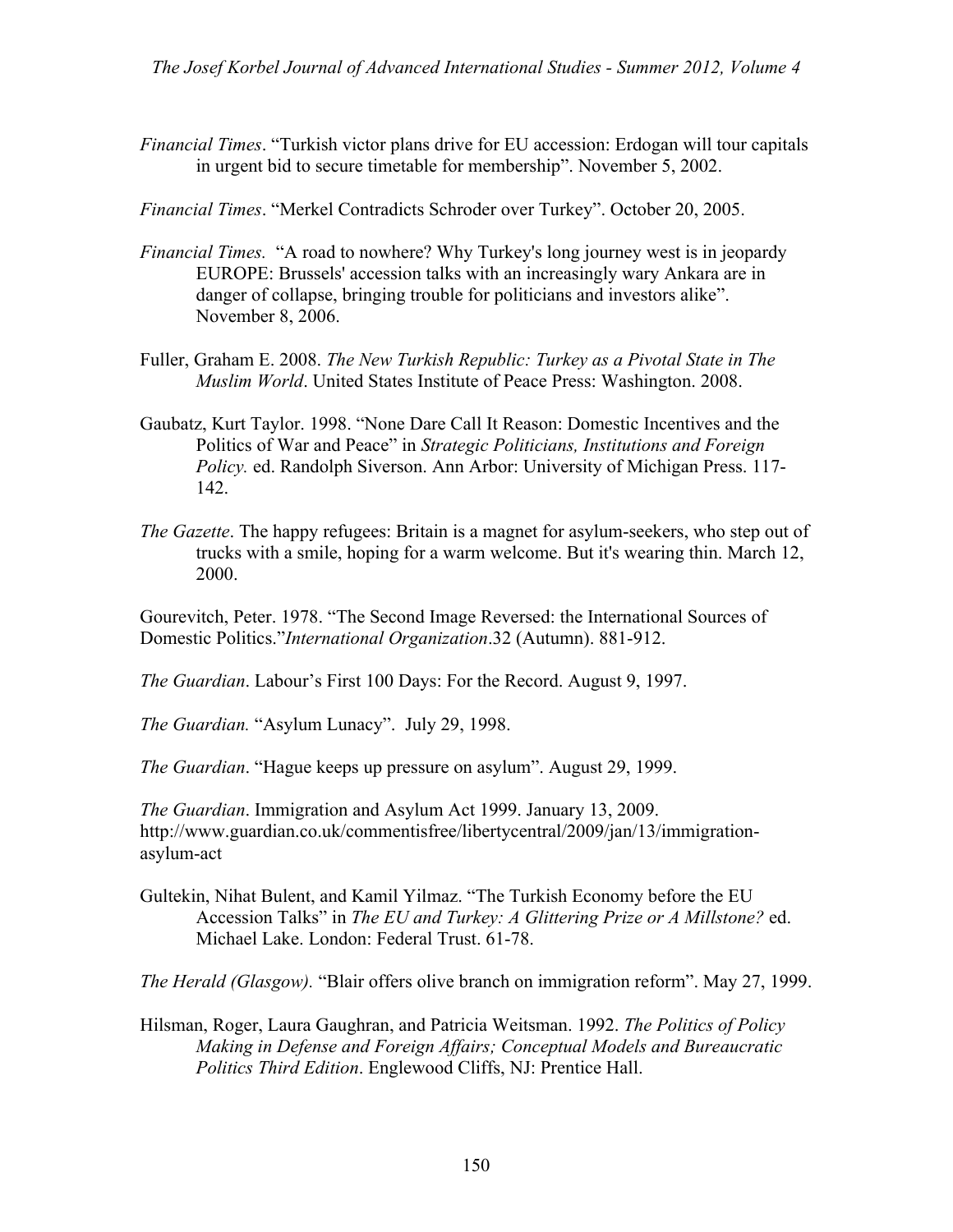*Financial Times*. "Turkish victor plans drive for EU accession: Erdogan will tour capitals in urgent bid to secure timetable for membership". November 5, 2002.

*Financial Times*. "Merkel Contradicts Schroder over Turkey". October 20, 2005.

*Financial Times.* "A road to nowhere? Why Turkey's long journey west is in jeopardy EUROPE: Brussels' accession talks with an increasingly wary Ankara are in danger of collapse, bringing trouble for politicians and investors alike". November 8, 2006.

Fuller, Graham E. 2008. *The New Turkish Republic: Turkey as a Pivotal State in The Muslim World*. United States Institute of Peace Press: Washington. 2008.

Gaubatz, Kurt Taylor. 1998. "None Dare Call It Reason: Domestic Incentives and the Politics of War and Peace" in *Strategic Politicians, Institutions and Foreign Policy.* ed. Randolph Siverson. Ann Arbor: University of Michigan Press. 117-142.

*The Gazette*. The happy refugees: Britain is a magnet for asylum-seekers, who step out of trucks with a smile, hoping for a warm welcome. But it's wearing thin. March 12, 2000.

Gourevitch, Peter. 1978. "The Second Image Reversed: the International Sources of Domestic Politics."*International Organization*.32 (Autumn). 881-912.

*The Guardian*. Labour's First 100 Days: For the Record. August 9, 1997.

*The Guardian.* "Asylum Lunacy". July 29, 1998.

*The Guardian*. "Hague keeps up pressure on asylum". August 29, 1999.

*The Guardian*. Immigration and Asylum Act 1999. January 13, 2009. http://www.guardian.co.uk/commentisfree/libertycentral/2009/jan/13/immigration-asylum-act

Gultekin, Nihat Bulent, and Kamil Yilmaz. "The Turkish Economy before the EU Accession Talks" in *The EU and Turkey: A Glittering Prize or A Millstone?* ed. Michael Lake. London: Federal Trust. 61-78.

*The Herald (Glasgow).* "Blair offers olive branch on immigration reform". May 27, 1999.

Hilsman, Roger, Laura Gaughran, and Patricia Weitsman. 1992. *The Politics of Policy Making in Defense and Foreign Affairs; Conceptual Models and Bureaucratic Politics Third Edition*. Englewood Cliffs, NJ: Prentice Hall.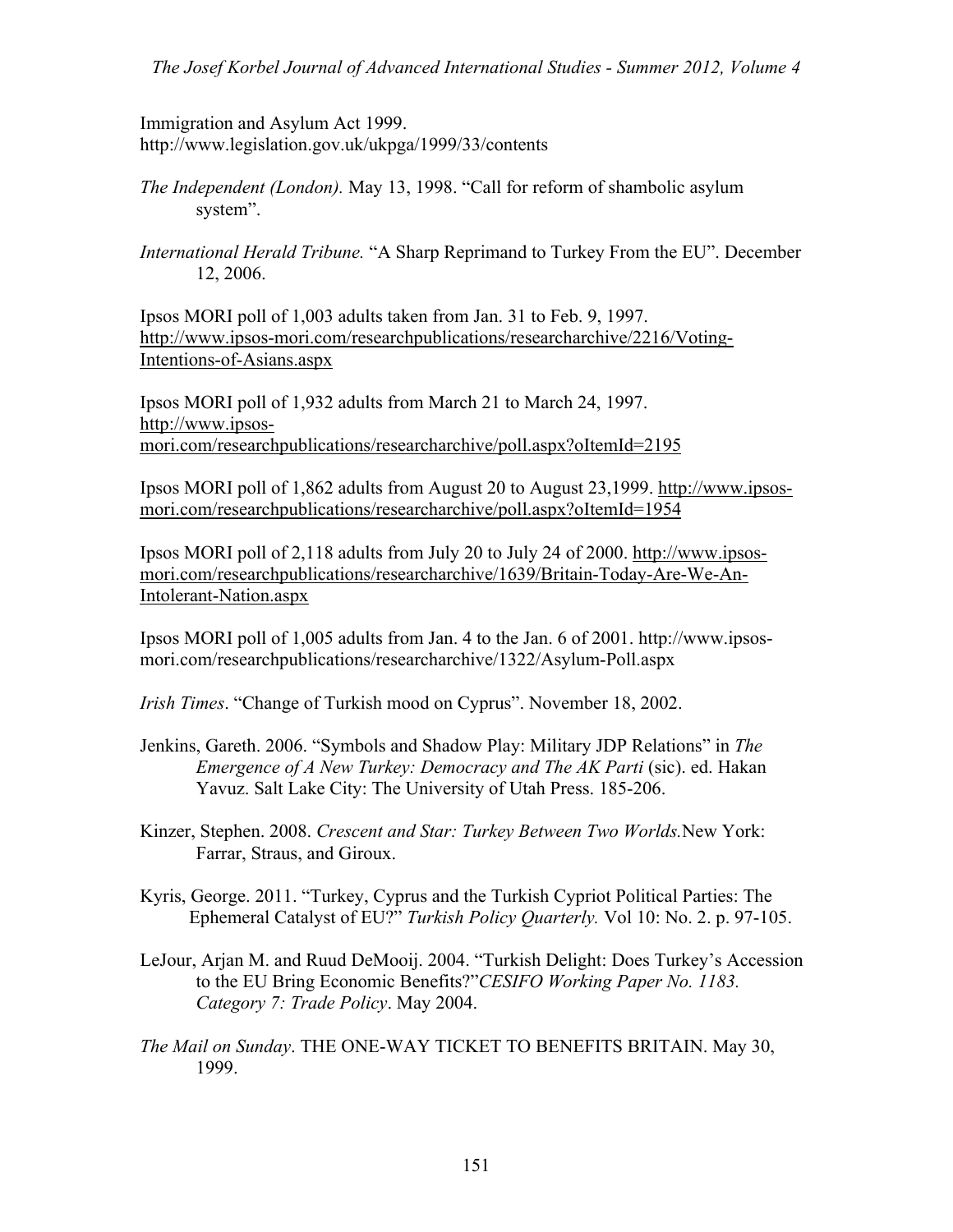Immigration and Asylum Act 1999.
http://www.legislation.gov.uk/ukpga/1999/33/contents

*The Independent (London).* May 13, 1998. "Call for reform of shambolic asylum system".

*International Herald Tribune.* "A Sharp Reprimand to Turkey From the EU". December 12, 2006.

Ipsos MORI poll of 1,003 adults taken from Jan. 31 to Feb. 9, 1997.
http://www.ipsos-mori.com/researchpublications/researcharchive/2216/Voting-Intentions-of-Asians.aspx

Ipsos MORI poll of 1,932 adults from March 21 to March 24, 1997.
http://www.ipsos-mori.com/researchpublications/researcharchive/poll.aspx?oItemId=2195

Ipsos MORI poll of 1,862 adults from August 20 to August 23,1999. http://www.ipsos-mori.com/researchpublications/researcharchive/poll.aspx?oItemId=1954

Ipsos MORI poll of 2,118 adults from July 20 to July 24 of 2000. http://www.ipsos-mori.com/researchpublications/researcharchive/1639/Britain-Today-Are-We-An-Intolerant-Nation.aspx

Ipsos MORI poll of 1,005 adults from Jan. 4 to the Jan. 6 of 2001. http://www.ipsos-mori.com/researchpublications/researcharchive/1322/Asylum-Poll.aspx

*Irish Times*. "Change of Turkish mood on Cyprus". November 18, 2002.

Jenkins, Gareth. 2006. "Symbols and Shadow Play: Military JDP Relations" in *The Emergence of A New Turkey: Democracy and The AK Parti* (sic). ed. Hakan Yavuz. Salt Lake City: The University of Utah Press. 185-206.

Kinzer, Stephen. 2008. *Crescent and Star: Turkey Between Two Worlds.*New York: Farrar, Straus, and Giroux.

Kyris, George. 2011. "Turkey, Cyprus and the Turkish Cypriot Political Parties: The Ephemeral Catalyst of EU?" *Turkish Policy Quarterly.* Vol 10: No. 2. p. 97-105.

LeJour, Arjan M. and Ruud DeMooij. 2004. "Turkish Delight: Does Turkey's Accession to the EU Bring Economic Benefits?"*CESIFO Working Paper No. 1183. Category 7: Trade Policy*. May 2004.

*The Mail on Sunday*. THE ONE-WAY TICKET TO BENEFITS BRITAIN. May 30, 1999.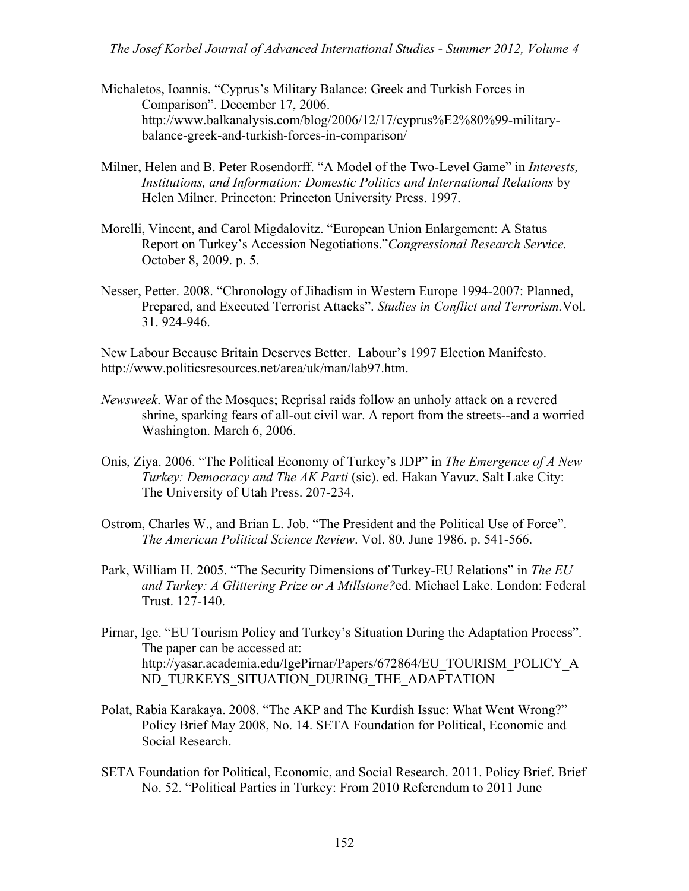Michaletos, Ioannis. "Cyprus's Military Balance: Greek and Turkish Forces in Comparison". December 17, 2006. http://www.balkanalysis.com/blog/2006/12/17/cyprus%E2%80%99-military-balance-greek-and-turkish-forces-in-comparison/

Milner, Helen and B. Peter Rosendorff. "A Model of the Two-Level Game" in *Interests, Institutions, and Information: Domestic Politics and International Relations* by Helen Milner. Princeton: Princeton University Press. 1997.

Morelli, Vincent, and Carol Migdalovitz. "European Union Enlargement: A Status Report on Turkey's Accession Negotiations."*Congressional Research Service.* October 8, 2009. p. 5.

Nesser, Petter. 2008. "Chronology of Jihadism in Western Europe 1994-2007: Planned, Prepared, and Executed Terrorist Attacks". *Studies in Conflict and Terrorism.*Vol. 31. 924-946.

New Labour Because Britain Deserves Better. Labour's 1997 Election Manifesto. http://www.politicsresources.net/area/uk/man/lab97.htm.

*Newsweek*. War of the Mosques; Reprisal raids follow an unholy attack on a revered shrine, sparking fears of all-out civil war. A report from the streets--and a worried Washington. March 6, 2006.

Onis, Ziya. 2006. "The Political Economy of Turkey's JDP" in *The Emergence of A New Turkey: Democracy and The AK Parti* (sic). ed. Hakan Yavuz. Salt Lake City: The University of Utah Press. 207-234.

Ostrom, Charles W., and Brian L. Job. "The President and the Political Use of Force". *The American Political Science Review*. Vol. 80. June 1986. p. 541-566.

Park, William H. 2005. "The Security Dimensions of Turkey-EU Relations" in *The EU and Turkey: A Glittering Prize or A Millstone?*ed. Michael Lake. London: Federal Trust. 127-140.

Pirnar, Ige. "EU Tourism Policy and Turkey's Situation During the Adaptation Process". The paper can be accessed at: http://yasar.academia.edu/IgePirnar/Papers/672864/EU_TOURISM_POLICY_AND_TURKEYS_SITUATION_DURING_THE_ADAPTATION

Polat, Rabia Karakaya. 2008. "The AKP and The Kurdish Issue: What Went Wrong?" Policy Brief May 2008, No. 14. SETA Foundation for Political, Economic and Social Research.

SETA Foundation for Political, Economic, and Social Research. 2011. Policy Brief. Brief No. 52. "Political Parties in Turkey: From 2010 Referendum to 2011 June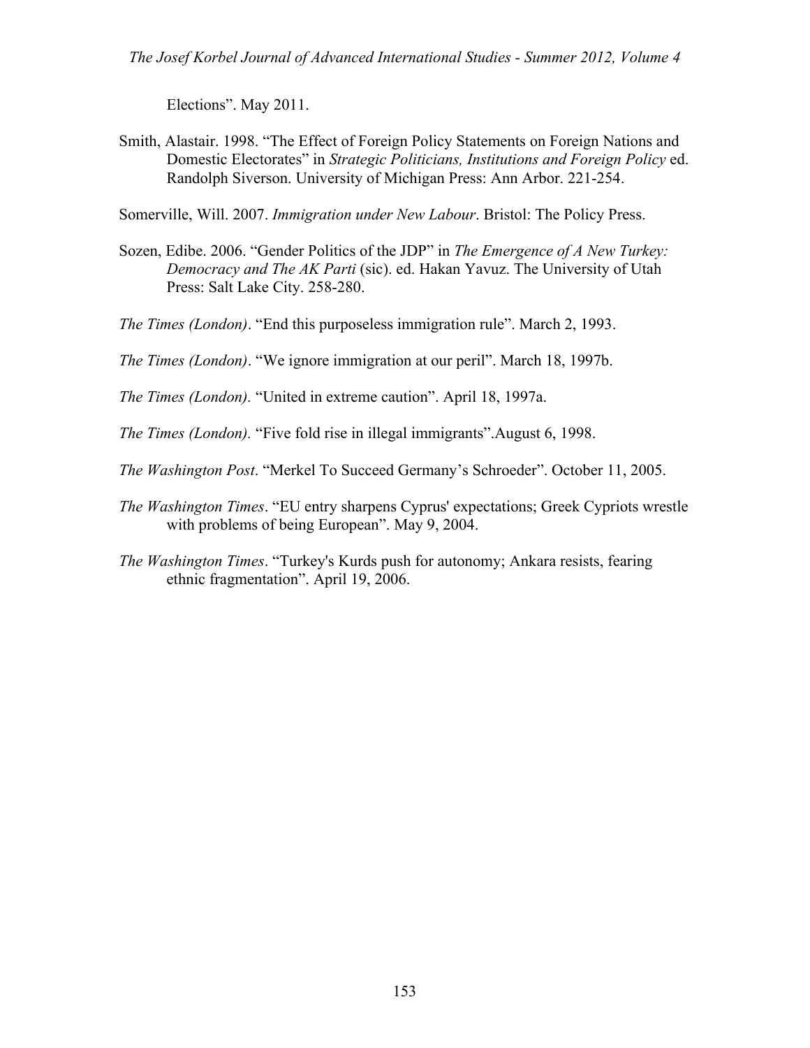Elections". May 2011.

Smith, Alastair. 1998. "The Effect of Foreign Policy Statements on Foreign Nations and Domestic Electorates" in *Strategic Politicians, Institutions and Foreign Policy* ed. Randolph Siverson. University of Michigan Press: Ann Arbor. 221-254.

Somerville, Will. 2007. *Immigration under New Labour*. Bristol: The Policy Press.

Sozen, Edibe. 2006. "Gender Politics of the JDP" in *The Emergence of A New Turkey: Democracy and The AK Parti* (sic). ed. Hakan Yavuz. The University of Utah Press: Salt Lake City. 258-280.

*The Times (London)*. "End this purposeless immigration rule". March 2, 1993.

*The Times (London)*. "We ignore immigration at our peril". March 18, 1997b.

*The Times (London).* "United in extreme caution". April 18, 1997a.

*The Times (London).* "Five fold rise in illegal immigrants".August 6, 1998.

*The Washington Post*. "Merkel To Succeed Germany's Schroeder". October 11, 2005.

*The Washington Times*. "EU entry sharpens Cyprus' expectations; Greek Cypriots wrestle with problems of being European". May 9, 2004.

*The Washington Times*. "Turkey's Kurds push for autonomy; Ankara resists, fearing ethnic fragmentation". April 19, 2006.